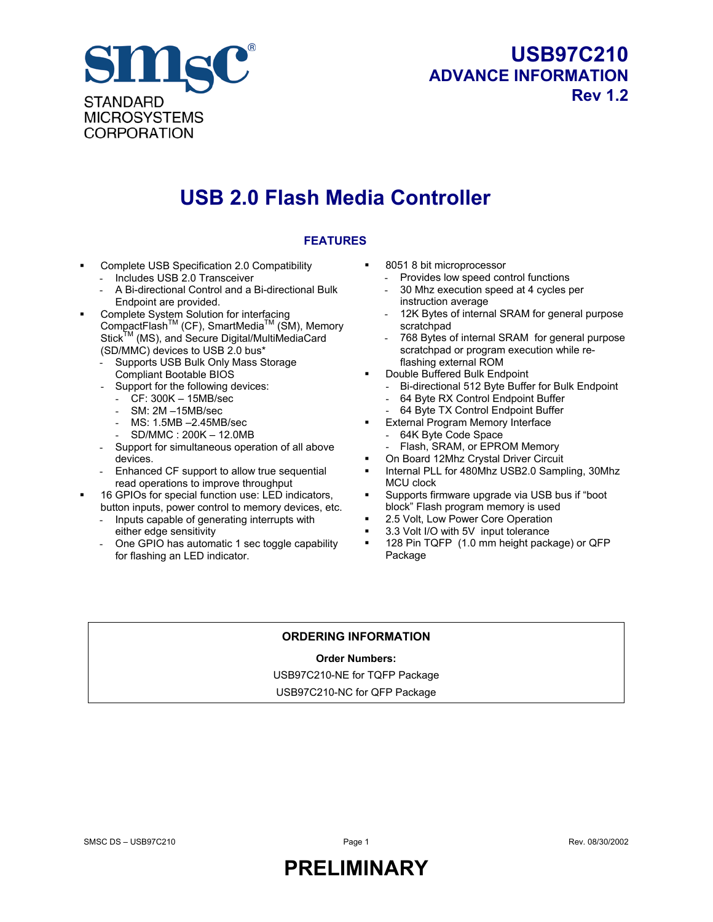STANDARD MICROSYSTEMS CORPORATION

# USB97C210
## ADVANCE INFORMATION
## Rev 1.2

# USB 2.0 Flash Media Controller

### FEATURES

- Complete USB Specification 2.0 Compatibility
  - Includes USB 2.0 Transceiver
  - A Bi-directional Control and a Bi-directional Bulk Endpoint are provided.
- Complete System Solution for interfacing CompactFlash™ (CF), SmartMedia™ (SM), Memory Stick™ (MS), and Secure Digital/MultiMediaCard (SD/MMC) devices to USB 2.0 bus*
  - Supports USB Bulk Only Mass Storage Compliant Bootable BIOS
  - Support for the following devices:
    - CF: 300K – 15MB/sec
    - SM: 2M –15MB/sec
    - MS: 1.5MB –2.45MB/sec
    - SD/MMC : 200K – 12.0MB
  - Support for simultaneous operation of all above devices.
  - Enhanced CF support to allow true sequential read operations to improve throughput
- 16 GPIOs for special function use: LED indicators, button inputs, power control to memory devices, etc.
  - Inputs capable of generating interrupts with either edge sensitivity
  - One GPIO has automatic 1 sec toggle capability for flashing an LED indicator.
- 8051 8 bit microprocessor
  - Provides low speed control functions
  - 30 Mhz execution speed at 4 cycles per instruction average
  - 12K Bytes of internal SRAM for general purpose scratchpad
  - 768 Bytes of internal SRAM for general purpose scratchpad or program execution while re-flashing external ROM
- Double Buffered Bulk Endpoint
  - Bi-directional 512 Byte Buffer for Bulk Endpoint
  - 64 Byte RX Control Endpoint Buffer
  - 64 Byte TX Control Endpoint Buffer
- External Program Memory Interface
  - 64K Byte Code Space
  - Flash, SRAM, or EPROM Memory
- On Board 12Mhz Crystal Driver Circuit
- Internal PLL for 480Mhz USB2.0 Sampling, 30Mhz MCU clock
- Supports firmware upgrade via USB bus if "boot block" Flash program memory is used
- 2.5 Volt, Low Power Core Operation
- 3.3 Volt I/O with 5V input tolerance
- 128 Pin TQFP (1.0 mm height package) or QFP Package

| ORDERING INFORMATION |
|---|
| **Order Numbers:** |
| USB97C210-NE for TQFP Package |
| USB97C210-NC for QFP Package |

**PRELIMINARY**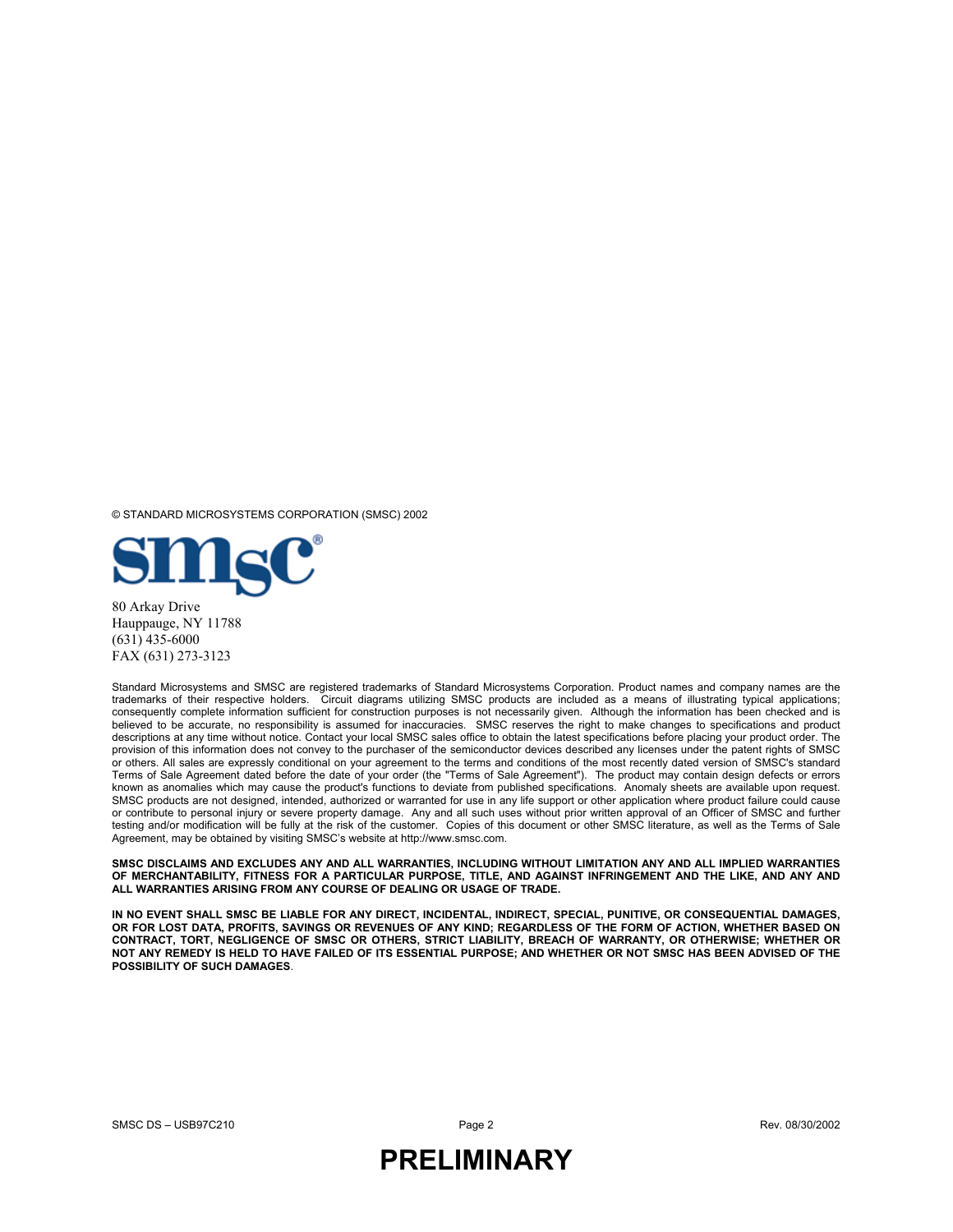© STANDARD MICROSYSTEMS CORPORATION (SMSC) 2002

80 Arkay Drive
Hauppauge, NY 11788
(631) 435-6000
FAX (631) 273-3123

Standard Microsystems and SMSC are registered trademarks of Standard Microsystems Corporation. Product names and company names are the trademarks of their respective holders. Circuit diagrams utilizing SMSC products are included as a means of illustrating typical applications; consequently complete information sufficient for construction purposes is not necessarily given. Although the information has been checked and is believed to be accurate, no responsibility is assumed for inaccuracies. SMSC reserves the right to make changes to specifications and product descriptions at any time without notice. Contact your local SMSC sales office to obtain the latest specifications before placing your product order. The provision of this information does not convey to the purchaser of the semiconductor devices described any licenses under the patent rights of SMSC or others. All sales are expressly conditional on your agreement to the terms and conditions of the most recently dated version of SMSC's standard Terms of Sale Agreement dated before the date of your order (the "Terms of Sale Agreement"). The product may contain design defects or errors known as anomalies which may cause the product's functions to deviate from published specifications. Anomaly sheets are available upon request. SMSC products are not designed, intended, authorized or warranted for use in any life support or other application where product failure could cause or contribute to personal injury or severe property damage. Any and all such uses without prior written approval of an Officer of SMSC and further testing and/or modification will be fully at the risk of the customer. Copies of this document or other SMSC literature, as well as the Terms of Sale Agreement, may be obtained by visiting SMSC's website at http://www.smsc.com.

**SMSC DISCLAIMS AND EXCLUDES ANY AND ALL WARRANTIES, INCLUDING WITHOUT LIMITATION ANY AND ALL IMPLIED WARRANTIES OF MERCHANTABILITY, FITNESS FOR A PARTICULAR PURPOSE, TITLE, AND AGAINST INFRINGEMENT AND THE LIKE, AND ANY AND ALL WARRANTIES ARISING FROM ANY COURSE OF DEALING OR USAGE OF TRADE.**

**IN NO EVENT SHALL SMSC BE LIABLE FOR ANY DIRECT, INCIDENTAL, INDIRECT, SPECIAL, PUNITIVE, OR CONSEQUENTIAL DAMAGES, OR FOR LOST DATA, PROFITS, SAVINGS OR REVENUES OF ANY KIND; REGARDLESS OF THE FORM OF ACTION, WHETHER BASED ON CONTRACT, TORT, NEGLIGENCE OF SMSC OR OTHERS, STRICT LIABILITY, BREACH OF WARRANTY, OR OTHERWISE; WHETHER OR NOT ANY REMEDY IS HELD TO HAVE FAILED OF ITS ESSENTIAL PURPOSE; AND WHETHER OR NOT SMSC HAS BEEN ADVISED OF THE POSSIBILITY OF SUCH DAMAGES**.

**PRELIMINARY**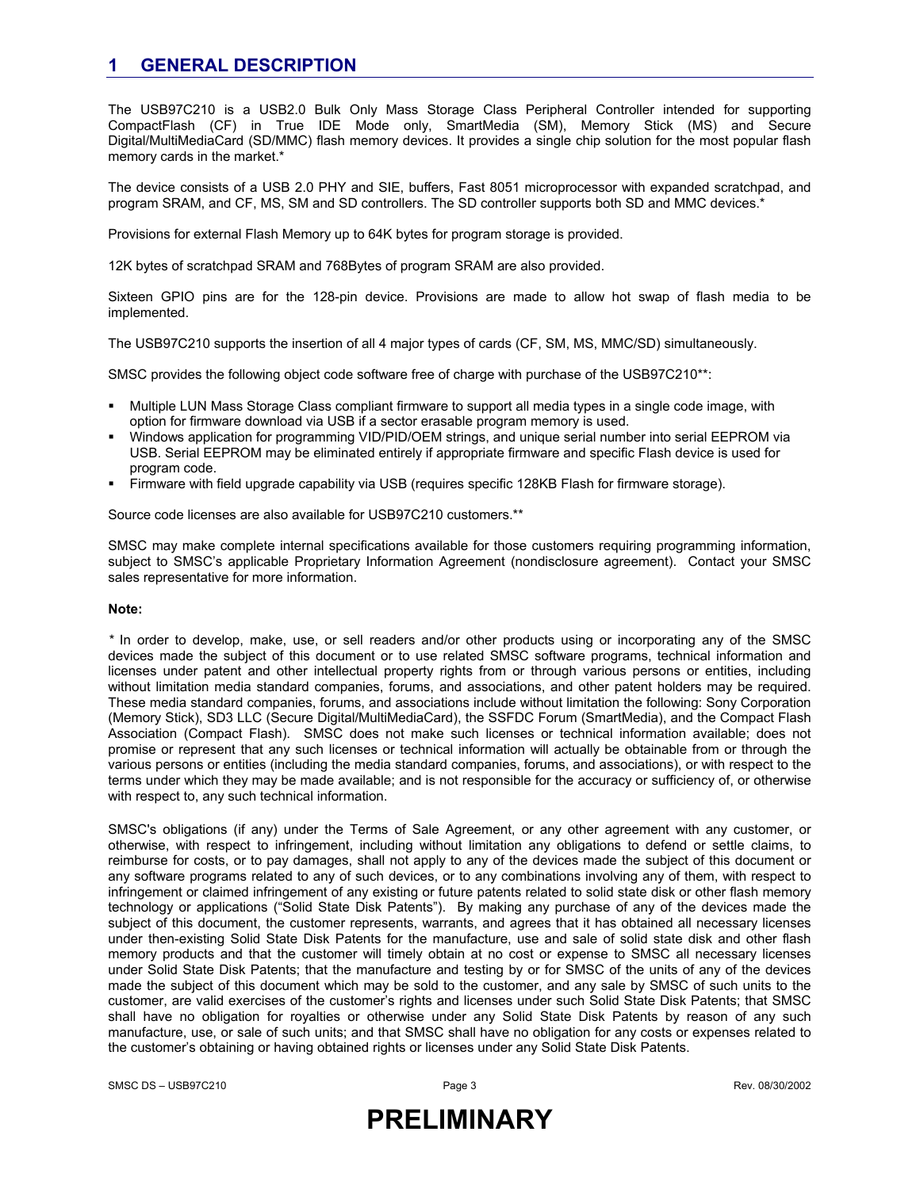# 1 GENERAL DESCRIPTION

The USB97C210 is a USB2.0 Bulk Only Mass Storage Class Peripheral Controller intended for supporting CompactFlash (CF) in True IDE Mode only, SmartMedia (SM), Memory Stick (MS) and Secure Digital/MultiMediaCard (SD/MMC) flash memory devices. It provides a single chip solution for the most popular flash memory cards in the market.*

The device consists of a USB 2.0 PHY and SIE, buffers, Fast 8051 microprocessor with expanded scratchpad, and program SRAM, and CF, MS, SM and SD controllers. The SD controller supports both SD and MMC devices.*

Provisions for external Flash Memory up to 64K bytes for program storage is provided.

12K bytes of scratchpad SRAM and 768Bytes of program SRAM are also provided.

Sixteen GPIO pins are for the 128-pin device. Provisions are made to allow hot swap of flash media to be implemented.

The USB97C210 supports the insertion of all 4 major types of cards (CF, SM, MS, MMC/SD) simultaneously.

SMSC provides the following object code software free of charge with purchase of the USB97C210**:

- Multiple LUN Mass Storage Class compliant firmware to support all media types in a single code image, with option for firmware download via USB if a sector erasable program memory is used.
- Windows application for programming VID/PID/OEM strings, and unique serial number into serial EEPROM via USB. Serial EEPROM may be eliminated entirely if appropriate firmware and specific Flash device is used for program code.
- Firmware with field upgrade capability via USB (requires specific 128KB Flash for firmware storage).

Source code licenses are also available for USB97C210 customers.**

SMSC may make complete internal specifications available for those customers requiring programming information, subject to SMSC's applicable Proprietary Information Agreement (nondisclosure agreement). Contact your SMSC sales representative for more information.

**Note:**

* In order to develop, make, use, or sell readers and/or other products using or incorporating any of the SMSC devices made the subject of this document or to use related SMSC software programs, technical information and licenses under patent and other intellectual property rights from or through various persons or entities, including without limitation media standard companies, forums, and associations, and other patent holders may be required. These media standard companies, forums, and associations include without limitation the following: Sony Corporation (Memory Stick), SD3 LLC (Secure Digital/MultiMediaCard), the SSFDC Forum (SmartMedia), and the Compact Flash Association (Compact Flash). SMSC does not make such licenses or technical information available; does not promise or represent that any such licenses or technical information will actually be obtainable from or through the various persons or entities (including the media standard companies, forums, and associations), or with respect to the terms under which they may be made available; and is not responsible for the accuracy or sufficiency of, or otherwise with respect to, any such technical information.

SMSC's obligations (if any) under the Terms of Sale Agreement, or any other agreement with any customer, or otherwise, with respect to infringement, including without limitation any obligations to defend or settle claims, to reimburse for costs, or to pay damages, shall not apply to any of the devices made the subject of this document or any software programs related to any of such devices, or to any combinations involving any of them, with respect to infringement or claimed infringement of any existing or future patents related to solid state disk or other flash memory technology or applications ("Solid State Disk Patents"). By making any purchase of any of the devices made the subject of this document, the customer represents, warrants, and agrees that it has obtained all necessary licenses under then-existing Solid State Disk Patents for the manufacture, use and sale of solid state disk and other flash memory products and that the customer will timely obtain at no cost or expense to SMSC all necessary licenses under Solid State Disk Patents; that the manufacture and testing by or for SMSC of the units of any of the devices made the subject of this document which may be sold to the customer, and any sale by SMSC of such units to the customer, are valid exercises of the customer's rights and licenses under such Solid State Disk Patents; that SMSC shall have no obligation for royalties or otherwise under any Solid State Disk Patents by reason of any such manufacture, use, or sale of such units; and that SMSC shall have no obligation for any costs or expenses related to the customer's obtaining or having obtained rights or licenses under any Solid State Disk Patents.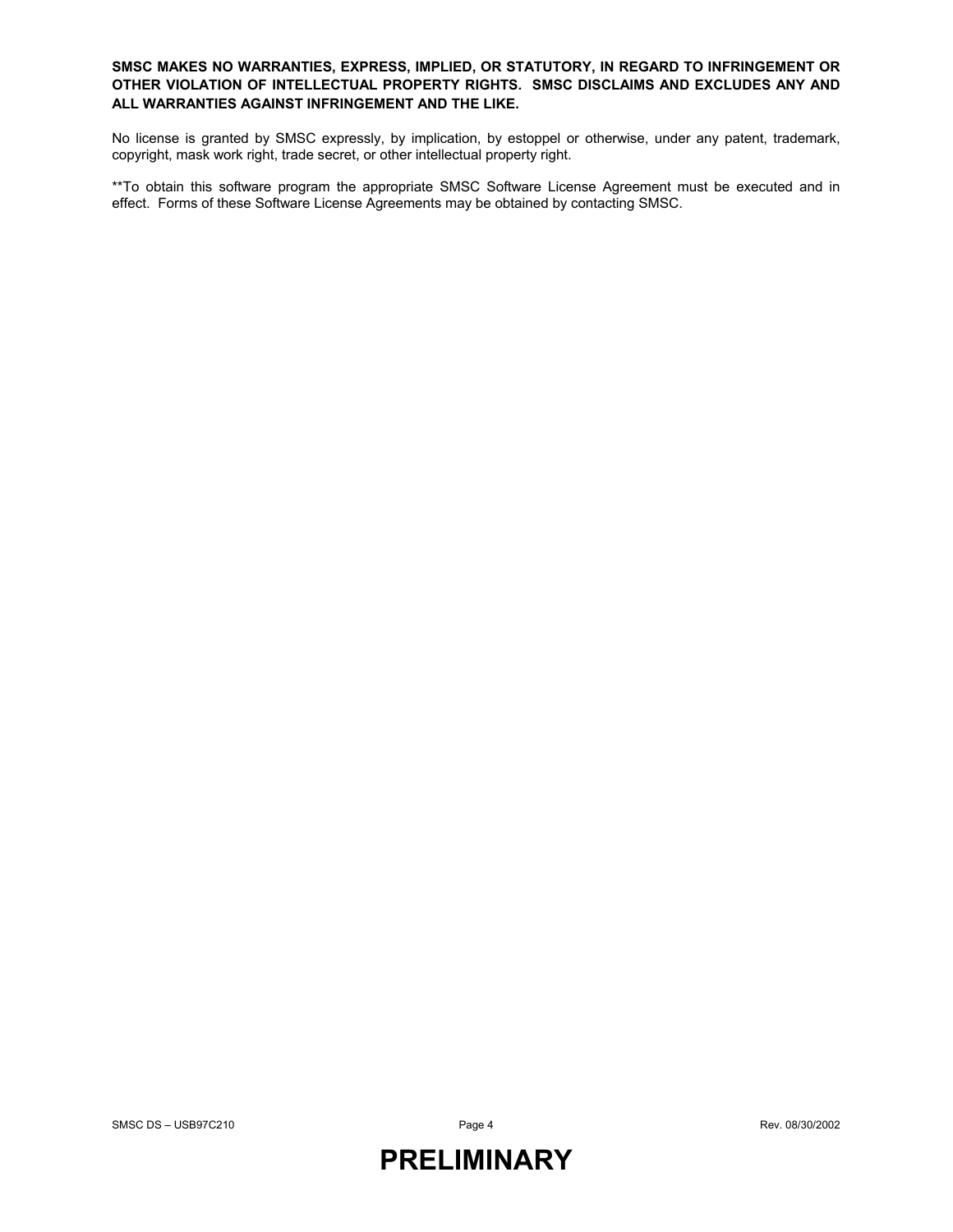**SMSC MAKES NO WARRANTIES, EXPRESS, IMPLIED, OR STATUTORY, IN REGARD TO INFRINGEMENT OR OTHER VIOLATION OF INTELLECTUAL PROPERTY RIGHTS. SMSC DISCLAIMS AND EXCLUDES ANY AND ALL WARRANTIES AGAINST INFRINGEMENT AND THE LIKE.**

No license is granted by SMSC expressly, by implication, by estoppel or otherwise, under any patent, trademark, copyright, mask work right, trade secret, or other intellectual property right.

**To obtain this software program the appropriate SMSC Software License Agreement must be executed and in effect. Forms of these Software License Agreements may be obtained by contacting SMSC.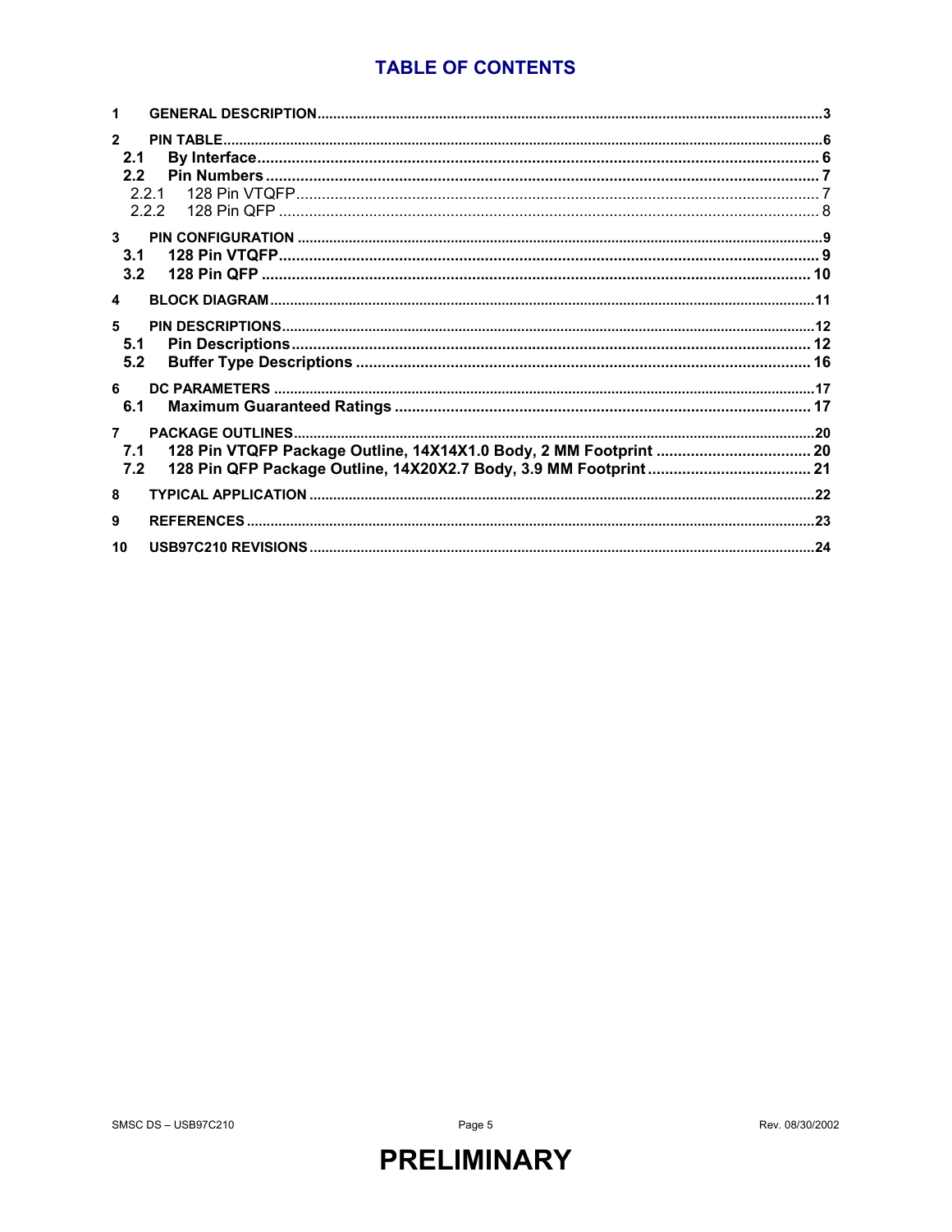# TABLE OF CONTENTS

1 GENERAL DESCRIPTION ............ 3

2 PIN TABLE ............ 6

- 2.1 By Interface ............ 6
- 2.2 Pin Numbers ............ 7
  - 2.2.1 128 Pin VTQFP ............ 7
  - 2.2.2 128 Pin QFP ............ 8

3 PIN CONFIGURATION ............ 9

- 3.1 128 Pin VTQFP ............ 9
- 3.2 128 Pin QFP ............ 10

4 BLOCK DIAGRAM ............ 11

5 PIN DESCRIPTIONS ............ 12

- 5.1 Pin Descriptions ............ 12
- 5.2 Buffer Type Descriptions ............ 16

6 DC PARAMETERS ............ 17

- 6.1 Maximum Guaranteed Ratings ............ 17

7 PACKAGE OUTLINES ............ 20

- 7.1 128 Pin VTQFP Package Outline, 14X14X1.0 Body, 2 MM Footprint ............ 20
- 7.2 128 Pin QFP Package Outline, 14X20X2.7 Body, 3.9 MM Footprint ............ 21

8 TYPICAL APPLICATION ............ 22

9 REFERENCES ............ 23

10 USB97C210 REVISIONS ............ 24

PRELIMINARY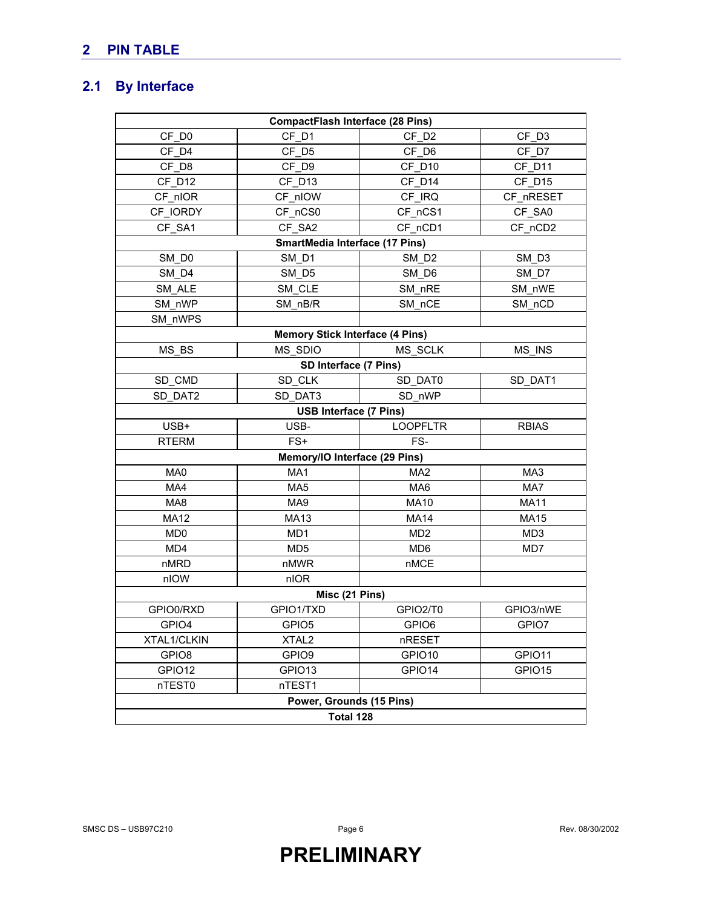# 2 PIN TABLE

## 2.1 By Interface

| CompactFlash Interface (28 Pins) | | | |
|---|---|---|---|
| CF_D0 | CF_D1 | CF_D2 | CF_D3 |
| CF_D4 | CF_D5 | CF_D6 | CF_D7 |
| CF_D8 | CF_D9 | CF_D10 | CF_D11 |
| CF_D12 | CF_D13 | CF_D14 | CF_D15 |
| CF_nIOR | CF_nIOW | CF_IRQ | CF_nRESET |
| CF_IORDY | CF_nCS0 | CF_nCS1 | CF_SA0 |
| CF_SA1 | CF_SA2 | CF_nCD1 | CF_nCD2 |
| **SmartMedia Interface (17 Pins)** | | | |
| SM_D0 | SM_D1 | SM_D2 | SM_D3 |
| SM_D4 | SM_D5 | SM_D6 | SM_D7 |
| SM_ALE | SM_CLE | SM_nRE | SM_nWE |
| SM_nWP | SM_nB/R | SM_nCE | SM_nCD |
| SM_nWPS | | | |
| **Memory Stick Interface (4 Pins)** | | | |
| MS_BS | MS_SDIO | MS_SCLK | MS_INS |
| **SD Interface (7 Pins)** | | | |
| SD_CMD | SD_CLK | SD_DAT0 | SD_DAT1 |
| SD_DAT2 | SD_DAT3 | SD_nWP | |
| **USB Interface (7 Pins)** | | | |
| USB+ | USB- | LOOPFLTR | RBIAS |
| RTERM | FS+ | FS- | |
| **Memory/IO Interface (29 Pins)** | | | |
| MA0 | MA1 | MA2 | MA3 |
| MA4 | MA5 | MA6 | MA7 |
| MA8 | MA9 | MA10 | MA11 |
| MA12 | MA13 | MA14 | MA15 |
| MD0 | MD1 | MD2 | MD3 |
| MD4 | MD5 | MD6 | MD7 |
| nMRD | nMWR | nMCE | |
| nIOW | nIOR | | |
| **Misc (21 Pins)** | | | |
| GPIO0/RXD | GPIO1/TXD | GPIO2/T0 | GPIO3/nWE |
| GPIO4 | GPIO5 | GPIO6 | GPIO7 |
| XTAL1/CLKIN | XTAL2 | nRESET | |
| GPIO8 | GPIO9 | GPIO10 | GPIO11 |
| GPIO12 | GPIO13 | GPIO14 | GPIO15 |
| nTEST0 | nTEST1 | | |
| **Power, Grounds (15 Pins)** | | | |
| **Total 128** | | | |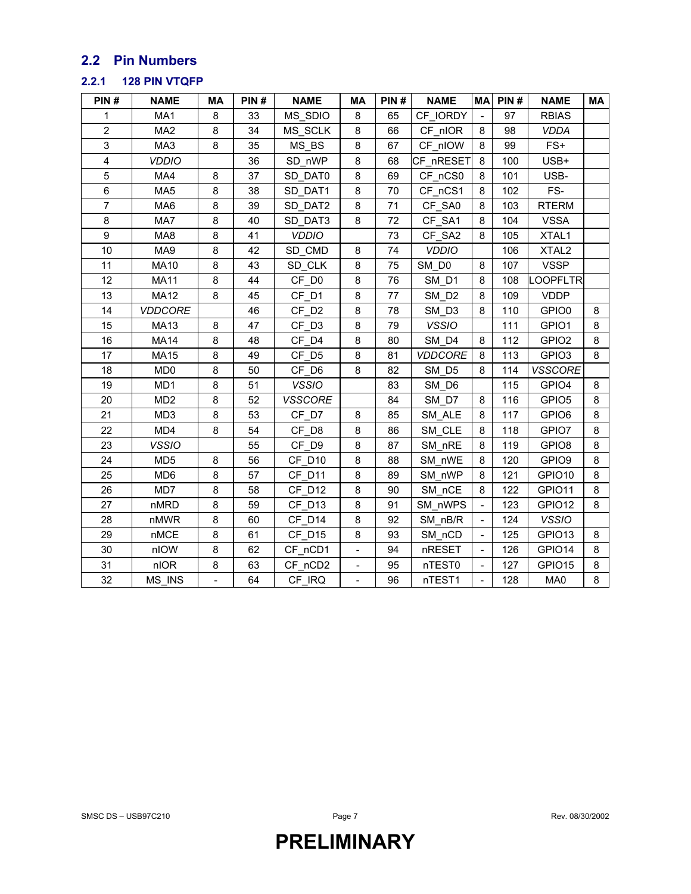## 2.2 Pin Numbers

### 2.2.1 128 PIN VTQFP

| PIN # | NAME | MA | PIN # | NAME | MA | PIN # | NAME | MA | PIN # | NAME | MA |
|---|---|---|---|---|---|---|---|---|---|---|---|
| 1 | MA1 | 8 | 33 | MS_SDIO | 8 | 65 | CF_IORDY | - | 97 | RBIAS | |
| 2 | MA2 | 8 | 34 | MS_SCLK | 8 | 66 | CF_nIOR | 8 | 98 | *VDDA* | |
| 3 | MA3 | 8 | 35 | MS_BS | 8 | 67 | CF_nIOW | 8 | 99 | FS+ | |
| 4 | *VDDIO* | | 36 | SD_nWP | 8 | 68 | CF_nRESET | 8 | 100 | USB+ | |
| 5 | MA4 | 8 | 37 | SD_DAT0 | 8 | 69 | CF_nCS0 | 8 | 101 | USB- | |
| 6 | MA5 | 8 | 38 | SD_DAT1 | 8 | 70 | CF_nCS1 | 8 | 102 | FS- | |
| 7 | MA6 | 8 | 39 | SD_DAT2 | 8 | 71 | CF_SA0 | 8 | 103 | RTERM | |
| 8 | MA7 | 8 | 40 | SD_DAT3 | 8 | 72 | CF_SA1 | 8 | 104 | VSSA | |
| 9 | MA8 | 8 | 41 | *VDDIO* | | 73 | CF_SA2 | 8 | 105 | XTAL1 | |
| 10 | MA9 | 8 | 42 | SD_CMD | 8 | 74 | *VDDIO* | | 106 | XTAL2 | |
| 11 | MA10 | 8 | 43 | SD_CLK | 8 | 75 | SM_D0 | 8 | 107 | VSSP | |
| 12 | MA11 | 8 | 44 | CF_D0 | 8 | 76 | SM_D1 | 8 | 108 | LOOPFLTR | |
| 13 | MA12 | 8 | 45 | CF_D1 | 8 | 77 | SM_D2 | 8 | 109 | VDDP | |
| 14 | *VDDCORE* | | 46 | CF_D2 | 8 | 78 | SM_D3 | 8 | 110 | GPIO0 | 8 |
| 15 | MA13 | 8 | 47 | CF_D3 | 8 | 79 | *VSSIO* | | 111 | GPIO1 | 8 |
| 16 | MA14 | 8 | 48 | CF_D4 | 8 | 80 | SM_D4 | 8 | 112 | GPIO2 | 8 |
| 17 | MA15 | 8 | 49 | CF_D5 | 8 | 81 | *VDDCORE* | 8 | 113 | GPIO3 | 8 |
| 18 | MD0 | 8 | 50 | CF_D6 | 8 | 82 | SM_D5 | 8 | 114 | *VSSCORE* | |
| 19 | MD1 | 8 | 51 | *VSSIO* | | 83 | SM_D6 | | 115 | GPIO4 | 8 |
| 20 | MD2 | 8 | 52 | *VSSCORE* | | 84 | SM_D7 | 8 | 116 | GPIO5 | 8 |
| 21 | MD3 | 8 | 53 | CF_D7 | 8 | 85 | SM_ALE | 8 | 117 | GPIO6 | 8 |
| 22 | MD4 | 8 | 54 | CF_D8 | 8 | 86 | SM_CLE | 8 | 118 | GPIO7 | 8 |
| 23 | *VSSIO* | | 55 | CF_D9 | 8 | 87 | SM_nRE | 8 | 119 | GPIO8 | 8 |
| 24 | MD5 | 8 | 56 | CF_D10 | 8 | 88 | SM_nWE | 8 | 120 | GPIO9 | 8 |
| 25 | MD6 | 8 | 57 | CF_D11 | 8 | 89 | SM_nWP | 8 | 121 | GPIO10 | 8 |
| 26 | MD7 | 8 | 58 | CF_D12 | 8 | 90 | SM_nCE | 8 | 122 | GPIO11 | 8 |
| 27 | nMRD | 8 | 59 | CF_D13 | 8 | 91 | SM_nWPS | - | 123 | GPIO12 | 8 |
| 28 | nMWR | 8 | 60 | CF_D14 | 8 | 92 | SM_nB/R | - | 124 | *VSSIO* | |
| 29 | nMCE | 8 | 61 | CF_D15 | 8 | 93 | SM_nCD | - | 125 | GPIO13 | 8 |
| 30 | nIOW | 8 | 62 | CF_nCD1 | - | 94 | nRESET | - | 126 | GPIO14 | 8 |
| 31 | nIOR | 8 | 63 | CF_nCD2 | - | 95 | nTEST0 | - | 127 | GPIO15 | 8 |
| 32 | MS_INS | - | 64 | CF_IRQ | - | 96 | nTEST1 | - | 128 | MA0 | 8 |

**PRELIMINARY**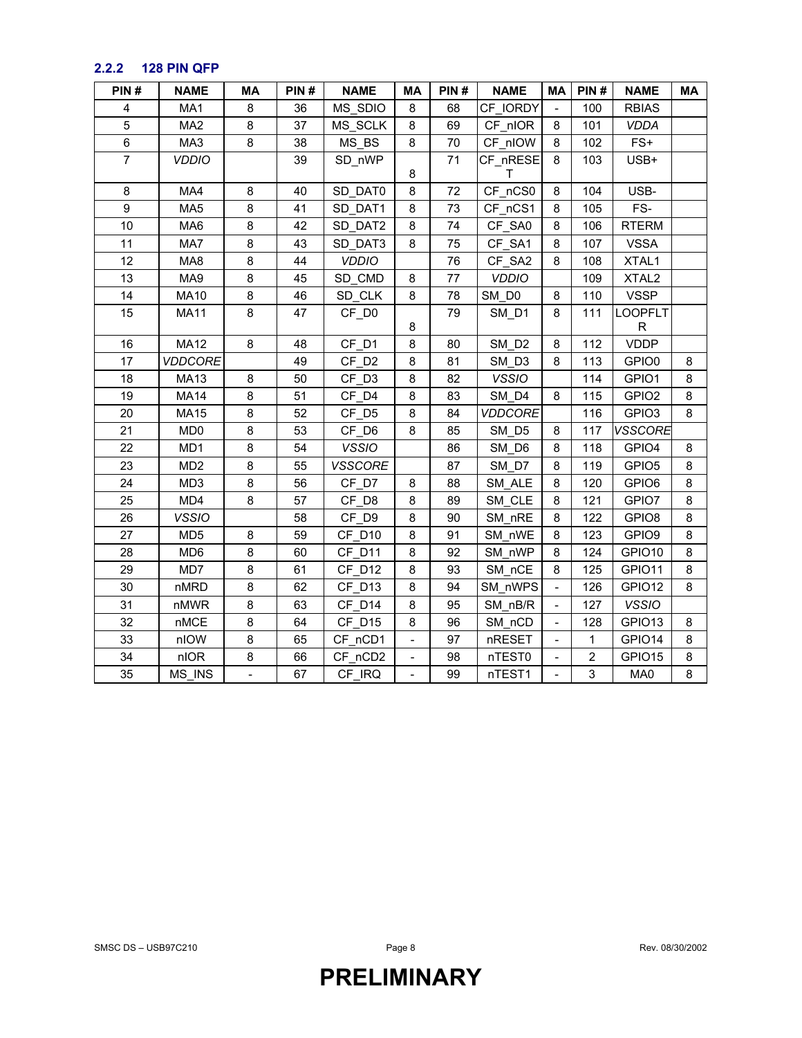### 2.2.2 128 PIN QFP

| PIN # | NAME | MA | PIN # | NAME | MA | PIN # | NAME | MA | PIN # | NAME | MA |
|---|---|---|---|---|---|---|---|---|---|---|---|
| 4 | MA1 | 8 | 36 | MS_SDIO | 8 | 68 | CF_IORDY | - | 100 | RBIAS | |
| 5 | MA2 | 8 | 37 | MS_SCLK | 8 | 69 | CF_nIOR | 8 | 101 | *VDDA* | |
| 6 | MA3 | 8 | 38 | MS_BS | 8 | 70 | CF_nIOW | 8 | 102 | FS+ | |
| 7 | *VDDIO* | | 39 | SD_nWP | 8 | 71 | CF_nRESET | 8 | 103 | USB+ | |
| 8 | MA4 | 8 | 40 | SD_DAT0 | 8 | 72 | CF_nCS0 | 8 | 104 | USB- | |
| 9 | MA5 | 8 | 41 | SD_DAT1 | 8 | 73 | CF_nCS1 | 8 | 105 | FS- | |
| 10 | MA6 | 8 | 42 | SD_DAT2 | 8 | 74 | CF_SA0 | 8 | 106 | RTERM | |
| 11 | MA7 | 8 | 43 | SD_DAT3 | 8 | 75 | CF_SA1 | 8 | 107 | VSSA | |
| 12 | MA8 | 8 | 44 | *VDDIO* | | 76 | CF_SA2 | 8 | 108 | XTAL1 | |
| 13 | MA9 | 8 | 45 | SD_CMD | 8 | 77 | *VDDIO* | | 109 | XTAL2 | |
| 14 | MA10 | 8 | 46 | SD_CLK | 8 | 78 | SM_D0 | 8 | 110 | VSSP | |
| 15 | MA11 | 8 | 47 | CF_D0 | 8 | 79 | SM_D1 | 8 | 111 | LOOPFLTR | |
| 16 | MA12 | 8 | 48 | CF_D1 | 8 | 80 | SM_D2 | 8 | 112 | VDDP | |
| 17 | *VDDCORE* | | 49 | CF_D2 | 8 | 81 | SM_D3 | 8 | 113 | GPIO0 | 8 |
| 18 | MA13 | 8 | 50 | CF_D3 | 8 | 82 | *VSSIO* | | 114 | GPIO1 | 8 |
| 19 | MA14 | 8 | 51 | CF_D4 | 8 | 83 | SM_D4 | 8 | 115 | GPIO2 | 8 |
| 20 | MA15 | 8 | 52 | CF_D5 | 8 | 84 | *VDDCORE* | | 116 | GPIO3 | 8 |
| 21 | MD0 | 8 | 53 | CF_D6 | 8 | 85 | SM_D5 | 8 | 117 | *VSSCORE* | |
| 22 | MD1 | 8 | 54 | *VSSIO* | | 86 | SM_D6 | 8 | 118 | GPIO4 | 8 |
| 23 | MD2 | 8 | 55 | *VSSCORE* | | 87 | SM_D7 | 8 | 119 | GPIO5 | 8 |
| 24 | MD3 | 8 | 56 | CF_D7 | 8 | 88 | SM_ALE | 8 | 120 | GPIO6 | 8 |
| 25 | MD4 | 8 | 57 | CF_D8 | 8 | 89 | SM_CLE | 8 | 121 | GPIO7 | 8 |
| 26 | *VSSIO* | | 58 | CF_D9 | 8 | 90 | SM_nRE | 8 | 122 | GPIO8 | 8 |
| 27 | MD5 | 8 | 59 | CF_D10 | 8 | 91 | SM_nWE | 8 | 123 | GPIO9 | 8 |
| 28 | MD6 | 8 | 60 | CF_D11 | 8 | 92 | SM_nWP | 8 | 124 | GPIO10 | 8 |
| 29 | MD7 | 8 | 61 | CF_D12 | 8 | 93 | SM_nCE | 8 | 125 | GPIO11 | 8 |
| 30 | nMRD | 8 | 62 | CF_D13 | 8 | 94 | SM_nWPS | - | 126 | GPIO12 | 8 |
| 31 | nMWR | 8 | 63 | CF_D14 | 8 | 95 | SM_nB/R | - | 127 | *VSSIO* | |
| 32 | nMCE | 8 | 64 | CF_D15 | 8 | 96 | SM_nCD | - | 128 | GPIO13 | 8 |
| 33 | nIOW | 8 | 65 | CF_nCD1 | - | 97 | nRESET | - | 1 | GPIO14 | 8 |
| 34 | nIOR | 8 | 66 | CF_nCD2 | - | 98 | nTEST0 | - | 2 | GPIO15 | 8 |
| 35 | MS_INS | - | 67 | CF_IRQ | - | 99 | nTEST1 | - | 3 | MA0 | 8 |

**PRELIMINARY**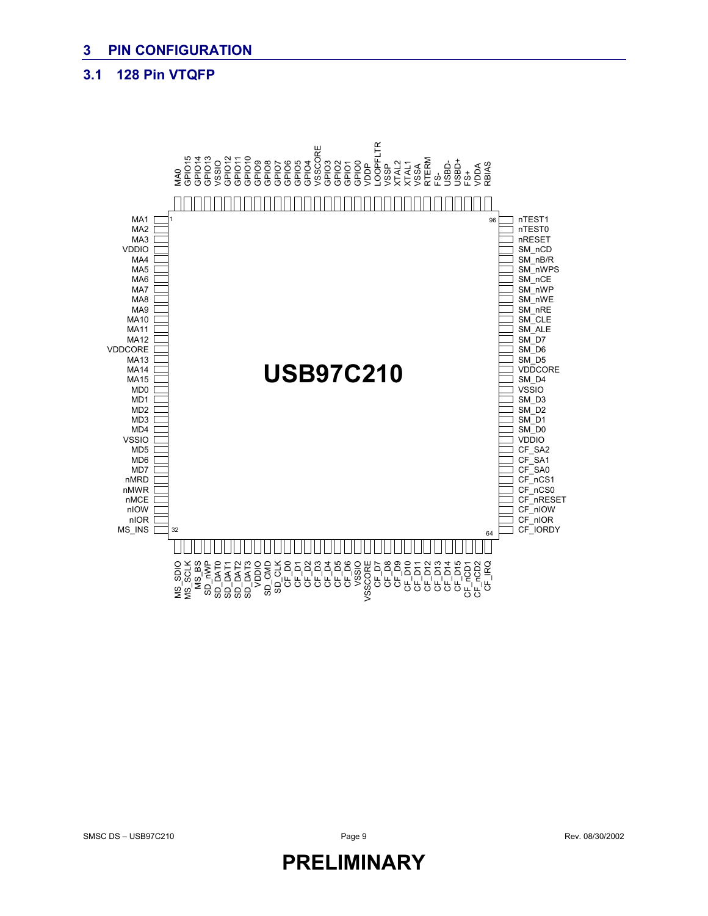# 3 PIN CONFIGURATION

## 3.1 128 Pin VTQFP

**USB97C210**

| Pin | Name | Pin | Name | Pin | Name | Pin | Name |
|---|---|---|---|---|---|---|---|
| 1 | MA1 | 33 | MS_SDIO | 64 | CF_IORDY | 96 | nTEST1 |
| 2 | MA2 | 34 | MS_SCLK | 65 | CF_nIOR | 97 | RBIAS |
| 3 | MA3 | 35 | MS_BS | 66 | CF_nIOW | 98 | VDDA |
| 4 | VDDIO | 36 | SD_nWP | 67 | CF_nRESET | 99 | FS+ |
| 5 | MA4 | 37 | SD_DAT0 | 68 | CF_nCS0 | 100 | USBD+ |
| 6 | MA5 | 38 | SD_DAT1 | 69 | CF_nCS1 | 101 | USBD- |
| 7 | MA6 | 39 | SD_DAT2 | 70 | CF_SA0 | 102 | FS- |
| 8 | MA7 | 40 | SD_DAT3 | 71 | CF_SA1 | 103 | RTERM |
| 9 | MA8 | 41 | VDDIO | 72 | CF_SA2 | 104 | VSSA |
| 10 | MA9 | 42 | SD_CMD | 73 | VDDIO | 105 | XTAL1 |
| 11 | MA10 | 43 | SD_CLK | 74 | SM_D0 | 106 | XTAL2 |
| 12 | MA11 | 44 | CF_D0 | 75 | SM_D1 | 107 | VSSP |
| 13 | MA12 | 45 | CF_D1 | 76 | SM_D2 | 108 | LOOPFLTR |
| 14 | VDDCORE | 46 | CF_D2 | 77 | SM_D3 | 109 | VDDP |
| 15 | MA13 | 47 | CF_D3 | 78 | VSSIO | 110 | GPIO0 |
| 16 | MA14 | 48 | CF_D4 | 79 | SM_D4 | 111 | GPIO1 |
| 17 | MA15 | 49 | CF_D5 | 80 | VDDCORE | 112 | GPIO2 |
| 18 | MD0 | 50 | CF_D6 | 81 | SM_D5 | 113 | GPIO3 |
| 19 | MD1 | 51 | VSSIO | 82 | SM_D6 | 114 | VSSCORE |
| 20 | MD2 | 52 | VSSCORE | 83 | SM_D7 | 115 | GPIO4 |
| 21 | MD3 | 53 | CF_D7 | 84 | SM_ALE | 116 | GPIO5 |
| 22 | MD4 | 54 | CF_D8 | 85 | SM_CLE | 117 | GPIO6 |
| 23 | VSSIO | 55 | CF_D9 | 86 | SM_nRE | 118 | GPIO7 |
| 24 | MD5 | 56 | CF_D10 | 87 | SM_nWE | 119 | GPIO8 |
| 25 | MD6 | 57 | CF_D11 | 88 | SM_nWP | 120 | GPIO9 |
| 26 | MD7 | 58 | CF_D12 | 89 | SM_nCE | 121 | GPIO10 |
| 27 | nMRD | 59 | CF_D13 | 90 | SM_nWPS | 122 | GPIO11 |
| 28 | nMWR | 60 | CF_D14 | 91 | SM_nB/R | 123 | GPIO12 |
| 29 | nMCE | 61 | CF_D15 | 92 | SM_nCD | 124 | VSSIO |
| 30 | nIOW | 62 | CF_nCD1 | 93 | nRESET | 125 | GPIO13 |
| 31 | nIOR | 63 | CF_nCD2 | 94 | nTEST0 | 126 | GPIO14 |
| 32 | MS_INS | | CF_IRQ | 95 | | 127 | GPIO15 |
| | | | | | | 128 | MA0 |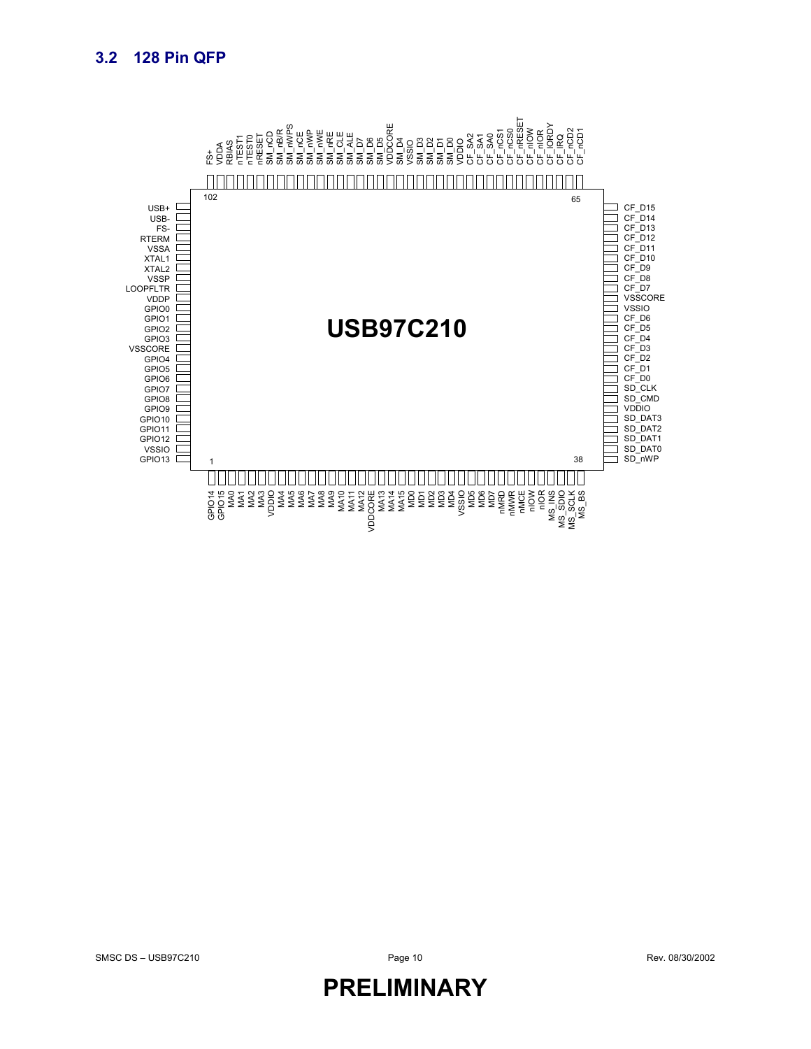## 3.2 128 Pin QFP

**USB97C210**

Top side (pins 102 to 65, left to right):

FS+, VDDA, RBIAS, nTEST1, nTEST0, nRESET, SM_nCD, SM_nB/R, SM_nWPS, SM_nCE, SM_nWP, SM_nWE, SM_nRE, SM_CLE, SM_ALE, SM_D7, SM_D6, SM_D5, VDDCORE, SM_D4, VSSIO, SM_D3, SM_D2, SM_D1, SM_D0, VDDIO, CF_SA2, CF_SA1, CF_SA0, CF_nCS1, CF_nCS0, CF_nRESET, CF_nIOW, CF_nIOR, CF_IORDY, CF_IRQ, CF_nCD2, CF_nCD1

Left side (top to bottom, ending at pin 1 corner):

USB+, USB-, FS-, RTERM, VSSA, XTAL1, XTAL2, VSSP, LOOPFLTR, VDDP, GPIO0, GPIO1, GPIO2, GPIO3, VSSCORE, GPIO4, GPIO5, GPIO6, GPIO7, GPIO8, GPIO9, GPIO10, GPIO11, GPIO12, VSSIO, GPIO13

Bottom side (pins 1 to 38, left to right):

GPIO14, GPIO15, MA0, MA1, MA2, MA3, VDDIO, MA4, MA5, MA6, MA7, MA8, MA9, MA10, MA11, MA12, VDDCORE, MA13, MA14, MA15, MD0, MD1, MD2, MD3, MD4, VSSIO, MD5, MD6, MD7, nMRD, nMWR, nMCE, nIOW, nIOR, MS_INS, MS_SDIO, MS_SCLK, MS_BS

Right side (top to bottom, from pin 65 corner to pin 38 corner):

CF_D15, CF_D14, CF_D13, CF_D12, CF_D11, CF_D10, CF_D9, CF_D8, CF_D7, VSSCORE, VSSIO, CF_D6, CF_D5, CF_D4, CF_D3, CF_D2, CF_D1, CF_D0, SD_CLK, SD_CMD, VDDIO, SD_DAT3, SD_DAT2, SD_DAT1, SD_DAT0, SD_nWP

**PRELIMINARY**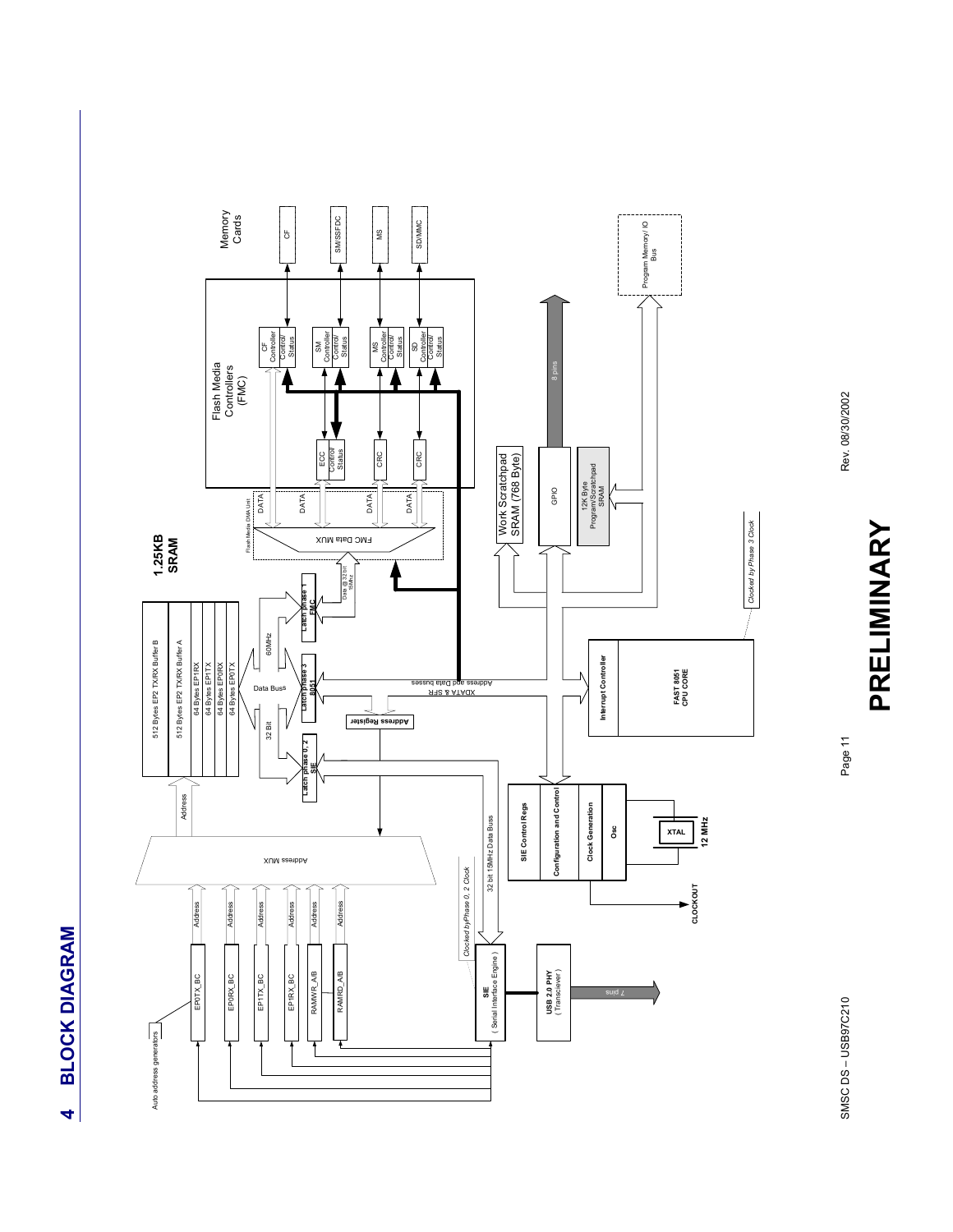# 4 BLOCK DIAGRAM

Auto address generators

EP0TX_BC

EP0RX_BC

EP1TX_BC

EP1RX_BC

RAMWR_A/B

RAMRD_A/B

Address

Address MUX

512 Bytes EP2 TX/RX Buffer B

512 Bytes EP2 TX/RX Buffer A

64 Bytes EP1RX

64 Bytes EP1TX

64 Bytes EP0RX

64 Bytes EP0TX

**1.25KB SRAM**

Data Buss

32 Bit

60MHz

Latch phase 0, 2 SIE

Latch phase 3 8051

Latch phase 1 FMC

Address Register

Data @ 32 bit 15Mhz

XDATA & SFR Address and Data busses

32 bit 15MHz Data Buss

*Clocked byPhase 0, 2 Clock*

SIE (Serial Interface Engine)

USB 2.0 PHY (Transciever)

7 pins

SIE Control Regs

Configuration and Control

Clock Generation

Osc

XTAL

12 MHz

CLOCKOUT

Interrupt Controller

FAST 8051 CPU CORE

*Clocked by Phase 3 Clock*

Flash Media DMA Unit

FMC Data MUX

DATA

Work Scratchpad SRAM (768 Byte)

GPIO

8 pins

12K Byte Program/Scratchpad SRAM

Program Memory/ IO Bus

Flash Media Controllers (FMC)

ECC Control/ Status

CRC

CF Controller Control/ Status

SM Controller Control/ Status

MS Controller Control/ Status

SD Controller Control/ Status

Memory Cards

CF

SM/SSFDC

MS

SD/MMC

**PRELIMINARY**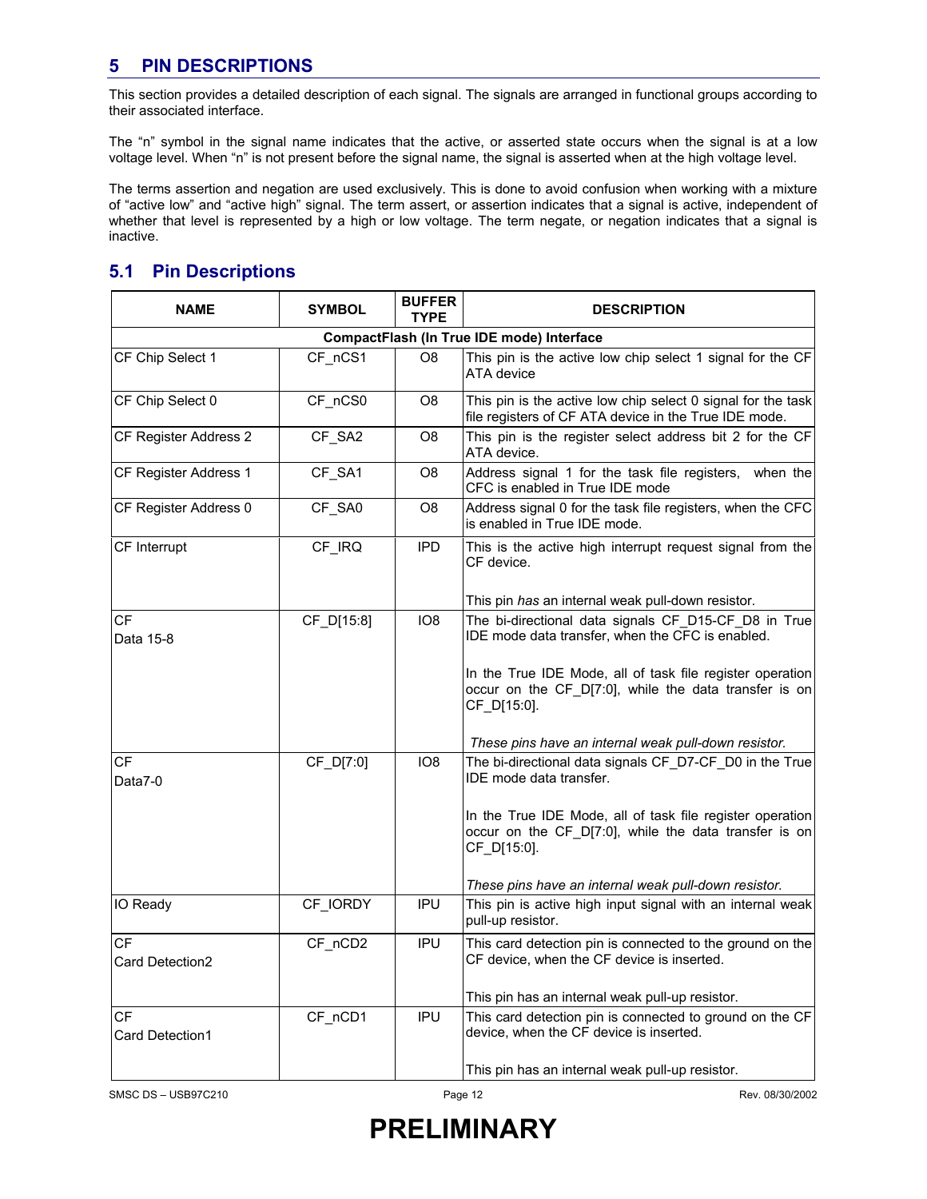## 5 PIN DESCRIPTIONS

This section provides a detailed description of each signal. The signals are arranged in functional groups according to their associated interface.

The "n" symbol in the signal name indicates that the active, or asserted state occurs when the signal is at a low voltage level. When "n" is not present before the signal name, the signal is asserted when at the high voltage level.

The terms assertion and negation are used exclusively. This is done to avoid confusion when working with a mixture of "active low" and "active high" signal. The term assert, or assertion indicates that a signal is active, independent of whether that level is represented by a high or low voltage. The term negate, or negation indicates that a signal is inactive.

### 5.1 Pin Descriptions

| NAME | SYMBOL | BUFFER TYPE | DESCRIPTION |
|---|---|---|---|
| **CompactFlash (In True IDE mode) Interface** | | | |
| CF Chip Select 1 | CF_nCS1 | O8 | This pin is the active low chip select 1 signal for the CF ATA device |
| CF Chip Select 0 | CF_nCS0 | O8 | This pin is the active low chip select 0 signal for the task file registers of CF ATA device in the True IDE mode. |
| CF Register Address 2 | CF_SA2 | O8 | This pin is the register select address bit 2 for the CF ATA device. |
| CF Register Address 1 | CF_SA1 | O8 | Address signal 1 for the task file registers, when the CFC is enabled in True IDE mode |
| CF Register Address 0 | CF_SA0 | O8 | Address signal 0 for the task file registers, when the CFC is enabled in True IDE mode. |
| CF Interrupt | CF_IRQ | IPD | This is the active high interrupt request signal from the CF device.<br><br>This pin *has* an internal weak pull-down resistor. |
| CF Data 15-8 | CF_D[15:8] | IO8 | The bi-directional data signals CF_D15-CF_D8 in True IDE mode data transfer, when the CFC is enabled.<br><br>In the True IDE Mode, all of task file register operation occur on the CF_D[7:0], while the data transfer is on CF_D[15:0].<br><br>*These pins have an internal weak pull-down resistor.* |
| CF Data7-0 | CF_D[7:0] | IO8 | The bi-directional data signals CF_D7-CF_D0 in the True IDE mode data transfer.<br><br>In the True IDE Mode, all of task file register operation occur on the CF_D[7:0], while the data transfer is on CF_D[15:0].<br><br>*These pins have an internal weak pull-down resistor.* |
| IO Ready | CF_IORDY | IPU | This pin is active high input signal with an internal weak pull-up resistor. |
| CF Card Detection2 | CF_nCD2 | IPU | This card detection pin is connected to the ground on the CF device, when the CF device is inserted.<br><br>This pin has an internal weak pull-up resistor. |
| CF Card Detection1 | CF_nCD1 | IPU | This card detection pin is connected to ground on the CF device, when the CF device is inserted.<br><br>This pin has an internal weak pull-up resistor. |

**PRELIMINARY**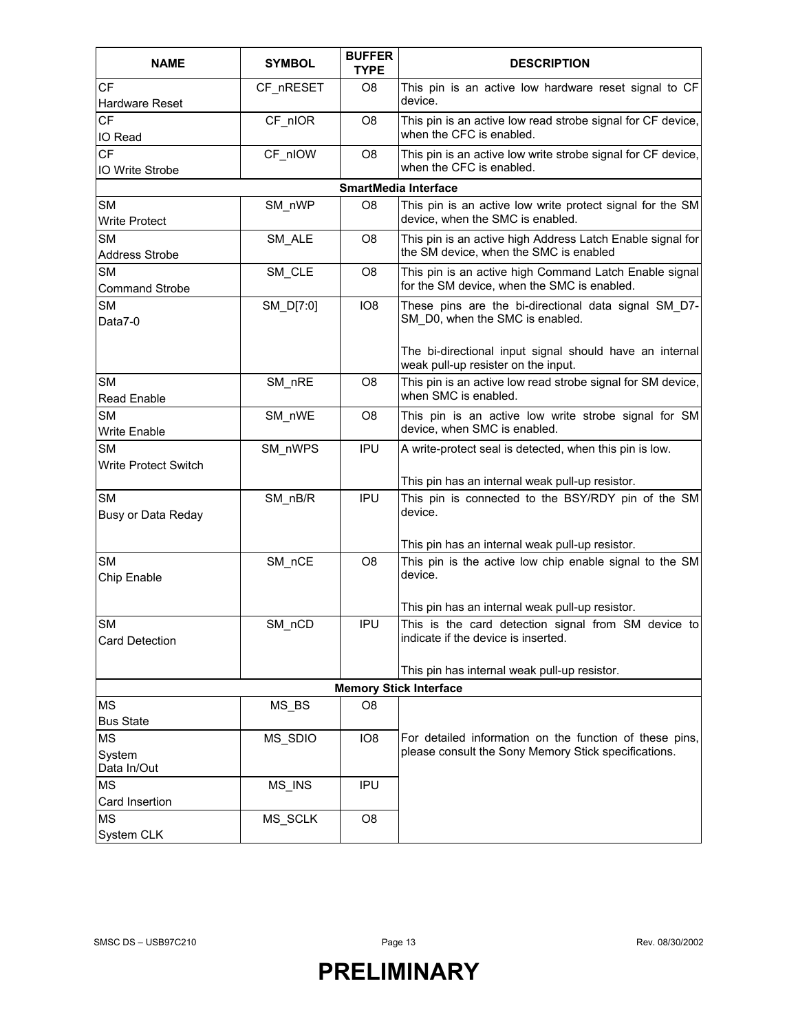| NAME | SYMBOL | BUFFER TYPE | DESCRIPTION |
|---|---|---|---|
| CF<br>Hardware Reset | CF_nRESET | O8 | This pin is an active low hardware reset signal to CF device. |
| CF<br>IO Read | CF_nIOR | O8 | This pin is an active low read strobe signal for CF device, when the CFC is enabled. |
| CF<br>IO Write Strobe | CF_nIOW | O8 | This pin is an active low write strobe signal for CF device, when the CFC is enabled. |
| **SmartMedia Interface** | | | |
| SM<br>Write Protect | SM_nWP | O8 | This pin is an active low write protect signal for the SM device, when the SMC is enabled. |
| SM<br>Address Strobe | SM_ALE | O8 | This pin is an active high Address Latch Enable signal for the SM device, when the SMC is enabled |
| SM<br>Command Strobe | SM_CLE | O8 | This pin is an active high Command Latch Enable signal for the SM device, when the SMC is enabled. |
| SM<br>Data7-0 | SM_D[7:0] | IO8 | These pins are the bi-directional data signal SM_D7-SM_D0, when the SMC is enabled.<br><br>The bi-directional input signal should have an internal weak pull-up resister on the input. |
| SM<br>Read Enable | SM_nRE | O8 | This pin is an active low read strobe signal for SM device, when SMC is enabled. |
| SM<br>Write Enable | SM_nWE | O8 | This pin is an active low write strobe signal for SM device, when SMC is enabled. |
| SM<br>Write Protect Switch | SM_nWPS | IPU | A write-protect seal is detected, when this pin is low.<br><br>This pin has an internal weak pull-up resistor. |
| SM<br>Busy or Data Reday | SM_nB/R | IPU | This pin is connected to the BSY/RDY pin of the SM device.<br><br>This pin has an internal weak pull-up resistor. |
| SM<br>Chip Enable | SM_nCE | O8 | This pin is the active low chip enable signal to the SM device.<br><br>This pin has an internal weak pull-up resistor. |
| SM<br>Card Detection | SM_nCD | IPU | This is the card detection signal from SM device to indicate if the device is inserted.<br><br>This pin has internal weak pull-up resistor. |
| **Memory Stick Interface** | | | |
| MS<br>Bus State | MS_BS | O8 | For detailed information on the function of these pins, please consult the Sony Memory Stick specifications. |
| MS<br>System<br>Data In/Out | MS_SDIO | IO8 | |
| MS<br>Card Insertion | MS_INS | IPU | |
| MS<br>System CLK | MS_SCLK | O8 | |

**PRELIMINARY**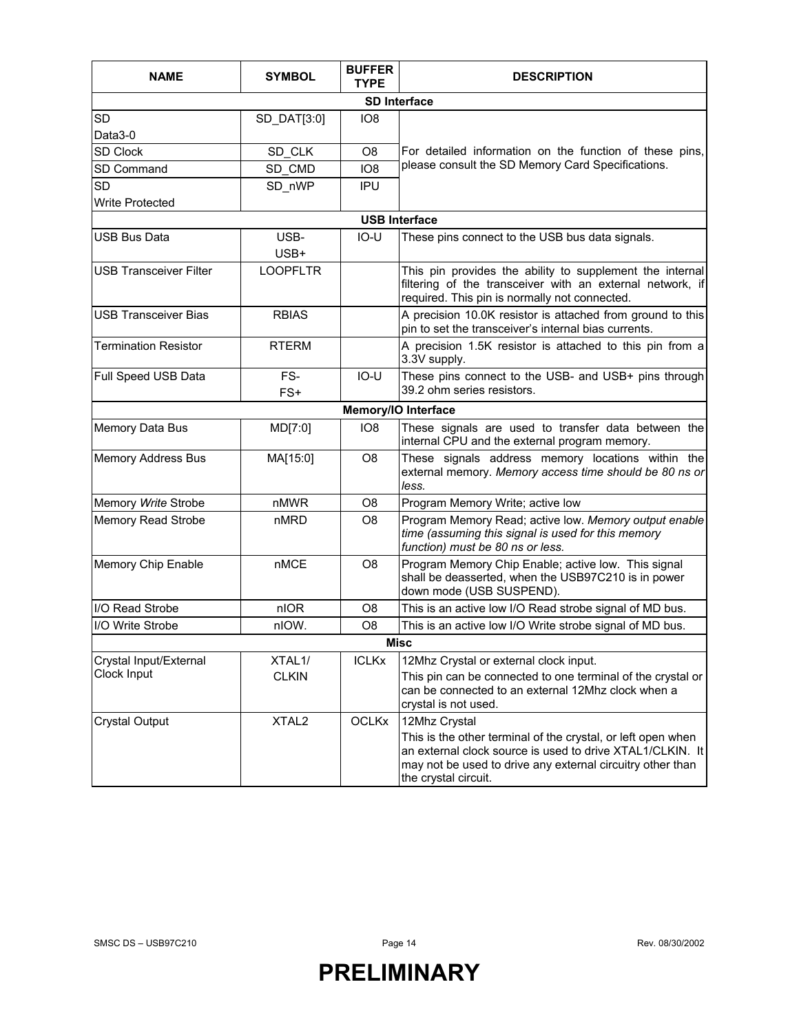| NAME | SYMBOL | BUFFER TYPE | DESCRIPTION |
|---|---|---|---|
| **SD Interface** | | | |
| SD Data3-0 | SD_DAT[3:0] | IO8 | For detailed information on the function of these pins, please consult the SD Memory Card Specifications. |
| SD Clock | SD_CLK | O8 | |
| SD Command | SD_CMD | IO8 | |
| SD Write Protected | SD_nWP | IPU | |
| **USB Interface** | | | |
| USB Bus Data | USB- USB+ | IO-U | These pins connect to the USB bus data signals. |
| USB Transceiver Filter | LOOPFLTR | | This pin provides the ability to supplement the internal filtering of the transceiver with an external network, if required. This pin is normally not connected. |
| USB Transceiver Bias | RBIAS | | A precision 10.0K resistor is attached from ground to this pin to set the transceiver's internal bias currents. |
| Termination Resistor | RTERM | | A precision 1.5K resistor is attached to this pin from a 3.3V supply. |
| Full Speed USB Data | FS- FS+ | IO-U | These pins connect to the USB- and USB+ pins through 39.2 ohm series resistors. |
| **Memory/IO Interface** | | | |
| Memory Data Bus | MD[7:0] | IO8 | These signals are used to transfer data between the internal CPU and the external program memory. |
| Memory Address Bus | MA[15:0] | O8 | These signals address memory locations within the external memory. *Memory access time should be 80 ns or less.* |
| Memory *Write* Strobe | nMWR | O8 | Program Memory Write; active low |
| Memory Read Strobe | nMRD | O8 | Program Memory Read; active low. *Memory output enable time (assuming this signal is used for this memory function) must be 80 ns or less.* |
| Memory Chip Enable | nMCE | O8 | Program Memory Chip Enable; active low. This signal shall be deasserted, when the USB97C210 is in power down mode (USB SUSPEND). |
| I/O Read Strobe | nIOR | O8 | This is an active low I/O Read strobe signal of MD bus. |
| I/O Write Strobe | nIOW. | O8 | This is an active low I/O Write strobe signal of MD bus. |
| **Misc** | | | |
| Crystal Input/External Clock Input | XTAL1/ CLKIN | ICLKx | 12Mhz Crystal or external clock input. This pin can be connected to one terminal of the crystal or can be connected to an external 12Mhz clock when a crystal is not used. |
| Crystal Output | XTAL2 | OCLKx | 12Mhz Crystal This is the other terminal of the crystal, or left open when an external clock source is used to drive XTAL1/CLKIN. It may not be used to drive any external circuitry other than the crystal circuit. |

**PRELIMINARY**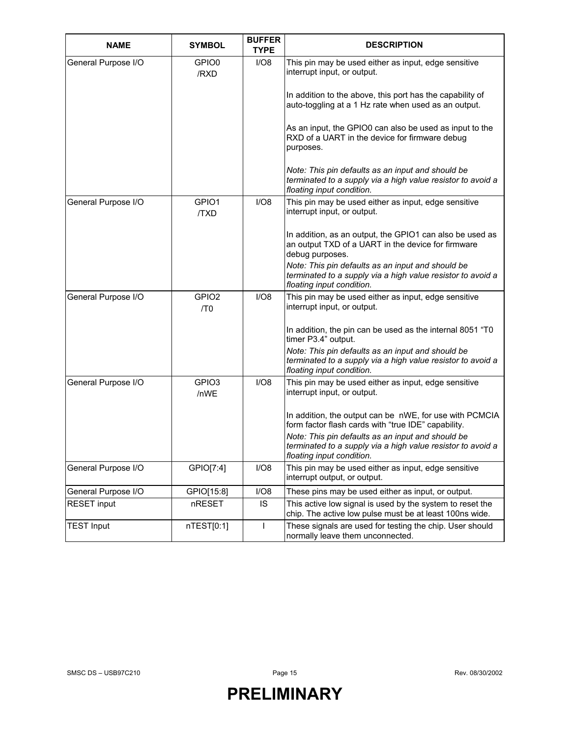| NAME | SYMBOL | BUFFER TYPE | DESCRIPTION |
| --- | --- | --- | --- |
| General Purpose I/O | GPIO0 /RXD | I/O8 | This pin may be used either as input, edge sensitive interrupt input, or output.<br><br>In addition to the above, this port has the capability of auto-toggling at a 1 Hz rate when used as an output.<br><br>As an input, the GPIO0 can also be used as input to the RXD of a UART in the device for firmware debug purposes.<br><br>*Note: This pin defaults as an input and should be terminated to a supply via a high value resistor to avoid a floating input condition.* |
| General Purpose I/O | GPIO1 /TXD | I/O8 | This pin may be used either as input, edge sensitive interrupt input, or output.<br><br>In addition, as an output, the GPIO1 can also be used as an output TXD of a UART in the device for firmware debug purposes.<br>*Note: This pin defaults as an input and should be terminated to a supply via a high value resistor to avoid a floating input condition.* |
| General Purpose I/O | GPIO2 /T0 | I/O8 | This pin may be used either as input, edge sensitive interrupt input, or output.<br><br>In addition, the pin can be used as the internal 8051 “T0 timer P3.4” output.<br>*Note: This pin defaults as an input and should be terminated to a supply via a high value resistor to avoid a floating input condition.* |
| General Purpose I/O | GPIO3 /nWE | I/O8 | This pin may be used either as input, edge sensitive interrupt input, or output.<br><br>In addition, the output can be nWE, for use with PCMCIA form factor flash cards with “true IDE” capability.<br>*Note: This pin defaults as an input and should be terminated to a supply via a high value resistor to avoid a floating input condition.* |
| General Purpose I/O | GPIO[7:4] | I/O8 | This pin may be used either as input, edge sensitive interrupt output, or output. |
| General Purpose I/O | GPIO[15:8] | I/O8 | These pins may be used either as input, or output. |
| RESET input | nRESET | IS | This active low signal is used by the system to reset the chip. The active low pulse must be at least 100ns wide. |
| TEST Input | nTEST[0:1] | I | These signals are used for testing the chip. User should normally leave them unconnected. |

**PRELIMINARY**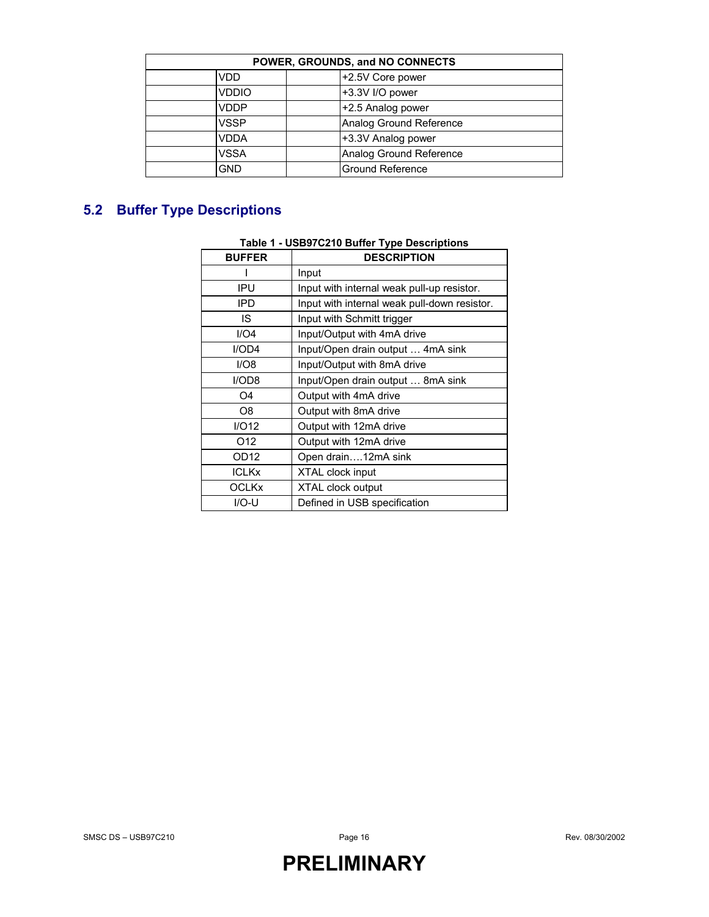| POWER, GROUNDS, and NO CONNECTS | | | |
|---|---|---|---|
| | VDD | | +2.5V Core power |
| | VDDIO | | +3.3V I/O power |
| | VDDP | | +2.5 Analog power |
| | VSSP | | Analog Ground Reference |
| | VDDA | | +3.3V Analog power |
| | VSSA | | Analog Ground Reference |
| | GND | | Ground Reference |

## 5.2 Buffer Type Descriptions

**Table 1 - USB97C210 Buffer Type Descriptions**

| BUFFER | DESCRIPTION |
|---|---|
| I | Input |
| IPU | Input with internal weak pull-up resistor. |
| IPD | Input with internal weak pull-down resistor. |
| IS | Input with Schmitt trigger |
| I/O4 | Input/Output with 4mA drive |
| I/OD4 | Input/Open drain output … 4mA sink |
| I/O8 | Input/Output with 8mA drive |
| I/OD8 | Input/Open drain output … 8mA sink |
| O4 | Output with 4mA drive |
| O8 | Output with 8mA drive |
| I/O12 | Output with 12mA drive |
| O12 | Output with 12mA drive |
| OD12 | Open drain….12mA sink |
| ICLKx | XTAL clock input |
| OCLKx | XTAL clock output |
| I/O-U | Defined in USB specification |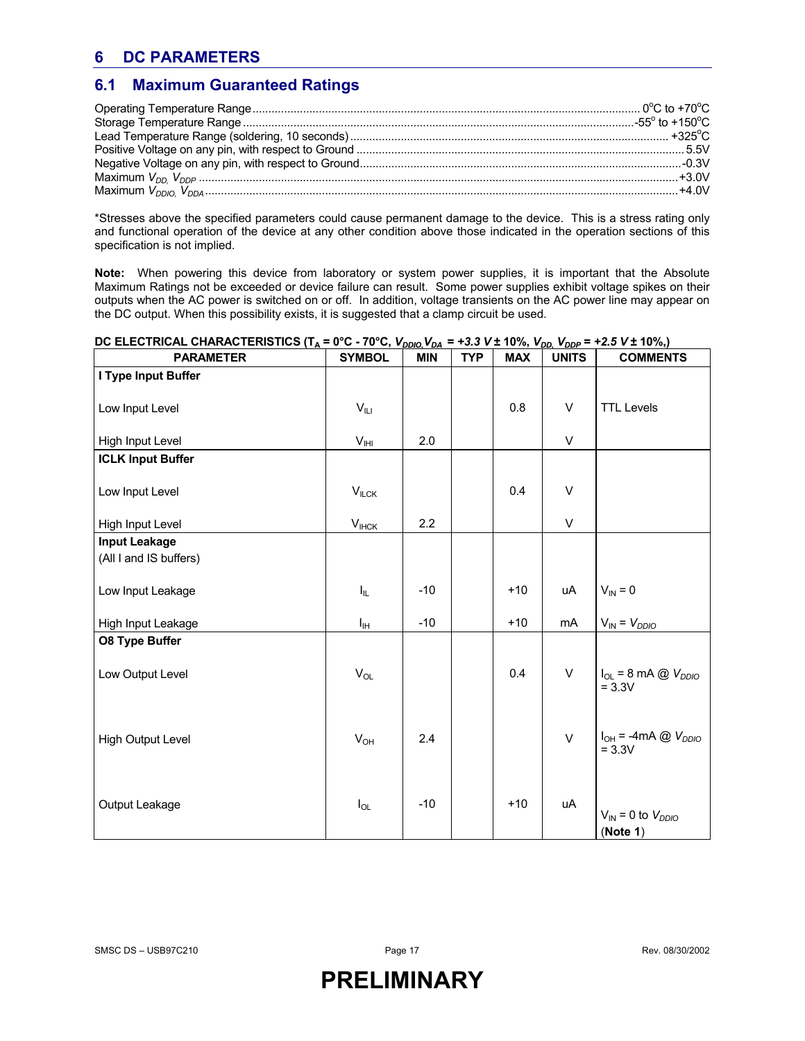# 6 DC PARAMETERS

## 6.1 Maximum Guaranteed Ratings

Operating Temperature Range .......... 0°C to +70°C
Storage Temperature Range .......... -55° to +150°C
Lead Temperature Range (soldering, 10 seconds) .......... +325°C
Positive Voltage on any pin, with respect to Ground .......... 5.5V
Negative Voltage on any pin, with respect to Ground .......... -0.3V
Maximum $V_{DD}$, $V_{DDP}$ .......... +3.0V
Maximum $V_{DDIO}$, $V_{DDA}$ .......... +4.0V

*Stresses above the specified parameters could cause permanent damage to the device. This is a stress rating only and functional operation of the device at any other condition above those indicated in the operation sections of this specification is not implied.

**Note:** When powering this device from laboratory or system power supplies, it is important that the Absolute Maximum Ratings not be exceeded or device failure can result. Some power supplies exhibit voltage spikes on their outputs when the AC power is switched on or off. In addition, voltage transients on the AC power line may appear on the DC output. When this possibility exists, it is suggested that a clamp circuit be used.

**DC ELECTRICAL CHARACTERISTICS ($T_A$ = 0°C - 70°C, $V_{DDIO}$, $V_{DA}$ = +3.3 V ± 10%, $V_{DD}$, $V_{DDP}$ = +2.5 V ± 10%,)**

| PARAMETER | SYMBOL | MIN | TYP | MAX | UNITS | COMMENTS |
|---|---|---|---|---|---|---|
| **I Type Input Buffer** | | | | | | |
| Low Input Level | $V_{ILI}$ | | | 0.8 | V | TTL Levels |
| High Input Level | $V_{IHI}$ | 2.0 | | | V | |
| **ICLK Input Buffer** | | | | | | |
| Low Input Level | $V_{ILCK}$ | | | 0.4 | V | |
| High Input Level | $V_{IHCK}$ | 2.2 | | | V | |
| **Input Leakage** (All I and IS buffers) | | | | | | |
| Low Input Leakage | $I_{IL}$ | -10 | | +10 | uA | $V_{IN}$ = 0 |
| High Input Leakage | $I_{IH}$ | -10 | | +10 | mA | $V_{IN}$ = $V_{DDIO}$ |
| **O8 Type Buffer** | | | | | | |
| Low Output Level | $V_{OL}$ | | | 0.4 | V | $I_{OL}$ = 8 mA @ $V_{DDIO}$ = 3.3V |
| High Output Level | $V_{OH}$ | 2.4 | | | V | $I_{OH}$ = -4mA @ $V_{DDIO}$ = 3.3V |
| Output Leakage | $I_{OL}$ | -10 | | +10 | uA | $V_{IN}$ = 0 to $V_{DDIO}$ (**Note 1**) |

**PRELIMINARY**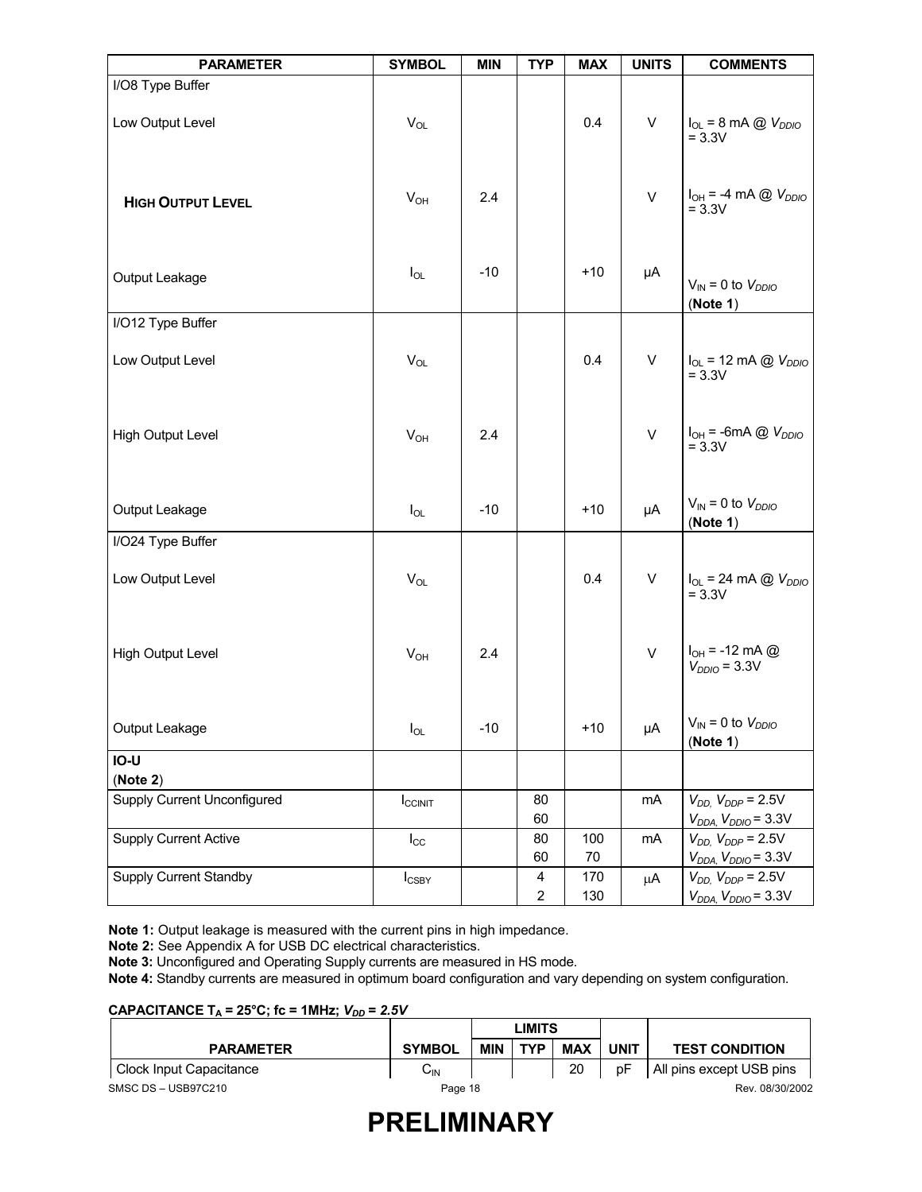| PARAMETER | SYMBOL | MIN | TYP | MAX | UNITS | COMMENTS |
|---|---|---|---|---|---|---|
| I/O8 Type Buffer | | | | | | |
| Low Output Level | $V_{OL}$ | | | 0.4 | V | $I_{OL}$ = 8 mA @ $V_{DDIO}$ = 3.3V |
| **HIGH OUTPUT LEVEL** | $V_{OH}$ | 2.4 | | | V | $I_{OH}$ = -4 mA @ $V_{DDIO}$ = 3.3V |
| Output Leakage | $I_{OL}$ | -10 | | +10 | µA | $V_{IN}$ = 0 to $V_{DDIO}$ (**Note 1**) |
| I/O12 Type Buffer | | | | | | |
| Low Output Level | $V_{OL}$ | | | 0.4 | V | $I_{OL}$ = 12 mA @ $V_{DDIO}$ = 3.3V |
| High Output Level | $V_{OH}$ | 2.4 | | | V | $I_{OH}$ = -6mA @ $V_{DDIO}$ = 3.3V |
| Output Leakage | $I_{OL}$ | -10 | | +10 | µA | $V_{IN}$ = 0 to $V_{DDIO}$ (**Note 1**) |
| I/O24 Type Buffer | | | | | | |
| Low Output Level | $V_{OL}$ | | | 0.4 | V | $I_{OL}$ = 24 mA @ $V_{DDIO}$ = 3.3V |
| High Output Level | $V_{OH}$ | 2.4 | | | V | $I_{OH}$ = -12 mA @ $V_{DDIO}$ = 3.3V |
| Output Leakage | $I_{OL}$ | -10 | | +10 | µA | $V_{IN}$ = 0 to $V_{DDIO}$ (**Note 1**) |
| **IO-U** (**Note 2**) | | | | | | |
| Supply Current Unconfigured | $I_{CCINIT}$ | | 80<br>60 | | mA | $V_{DD}$, $V_{DDP}$ = 2.5V<br>$V_{DDA}$, $V_{DDIO}$ = 3.3V |
| Supply Current Active | $I_{CC}$ | | 80<br>60 | 100<br>70 | mA | $V_{DD}$, $V_{DDP}$ = 2.5V<br>$V_{DDA}$, $V_{DDIO}$ = 3.3V |
| Supply Current Standby | $I_{CSBY}$ | | 4<br>2 | 170<br>130 | µA | $V_{DD}$, $V_{DDP}$ = 2.5V<br>$V_{DDA}$, $V_{DDIO}$ = 3.3V |

**Note 1:** Output leakage is measured with the current pins in high impedance.
**Note 2:** See Appendix A for USB DC electrical characteristics.
**Note 3:** Unconfigured and Operating Supply currents are measured in HS mode.
**Note 4:** Standby currents are measured in optimum board configuration and vary depending on system configuration.

**CAPACITANCE $T_A$ = 25°C; fc = 1MHz; $V_{DD}$ = 2.5V**

| PARAMETER | SYMBOL | LIMITS | | | UNIT | TEST CONDITION |
|---|---|---|---|---|---|---|
| | | MIN | TYP | MAX | | |
| Clock Input Capacitance | $C_{IN}$ | | | 20 | pF | All pins except USB pins |

# PRELIMINARY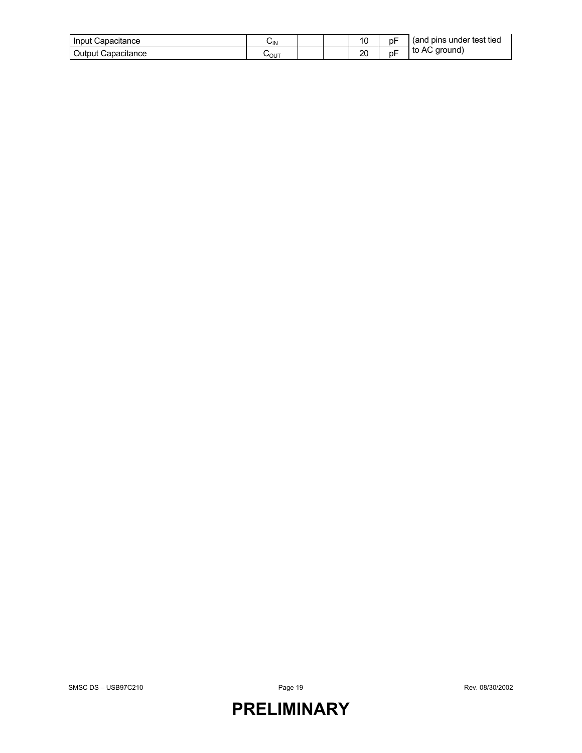| Input Capacitance | $C_{IN}$ | | | 10 | pF | (and pins under test tied to AC ground) |
|---|---|---|---|---|---|---|
| Output Capacitance | $C_{OUT}$ | | | 20 | pF | |

**PRELIMINARY**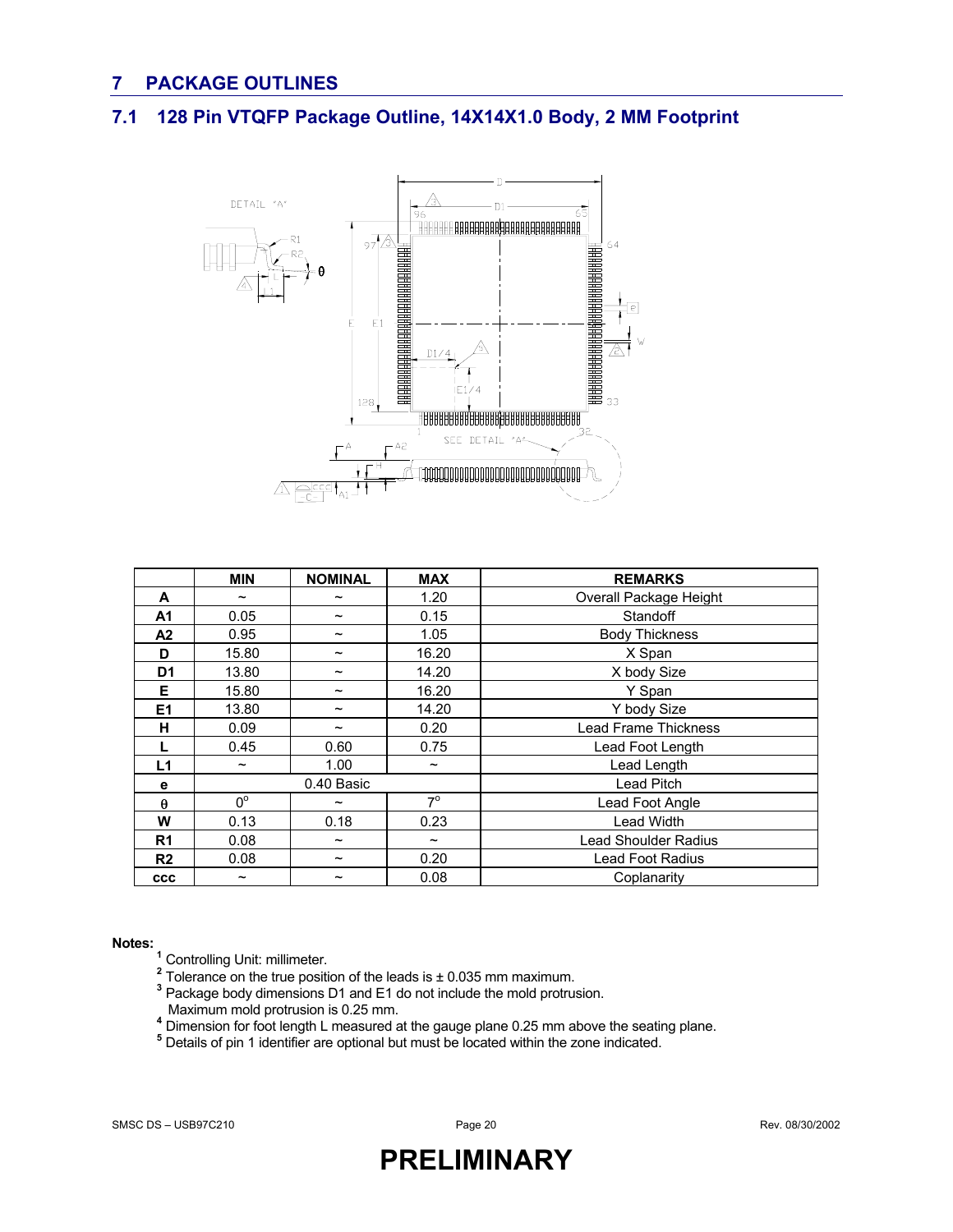# 7 PACKAGE OUTLINES

## 7.1 128 Pin VTQFP Package Outline, 14X14X1.0 Body, 2 MM Footprint

| | MIN | NOMINAL | MAX | REMARKS |
|---|---|---|---|---|
| **A** | ~ | ~ | 1.20 | Overall Package Height |
| **A1** | 0.05 | ~ | 0.15 | Standoff |
| **A2** | 0.95 | ~ | 1.05 | Body Thickness |
| **D** | 15.80 | ~ | 16.20 | X Span |
| **D1** | 13.80 | ~ | 14.20 | X body Size |
| **E** | 15.80 | ~ | 16.20 | Y Span |
| **E1** | 13.80 | ~ | 14.20 | Y body Size |
| **H** | 0.09 | ~ | 0.20 | Lead Frame Thickness |
| **L** | 0.45 | 0.60 | 0.75 | Lead Foot Length |
| **L1** | ~ | 1.00 | ~ | Lead Length |
| **e** | 0.40 Basic | | | Lead Pitch |
| **θ** | 0° | ~ | 7° | Lead Foot Angle |
| **W** | 0.13 | 0.18 | 0.23 | Lead Width |
| **R1** | 0.08 | ~ | ~ | Lead Shoulder Radius |
| **R2** | 0.08 | ~ | 0.20 | Lead Foot Radius |
| **ccc** | ~ | ~ | 0.08 | Coplanarity |

**Notes:**

[1] Controlling Unit: millimeter.

[2] Tolerance on the true position of the leads is ± 0.035 mm maximum.

[3] Package body dimensions D1 and E1 do not include the mold protrusion. Maximum mold protrusion is 0.25 mm.

[4] Dimension for foot length L measured at the gauge plane 0.25 mm above the seating plane.

[5] Details of pin 1 identifier are optional but must be located within the zone indicated.

**PRELIMINARY**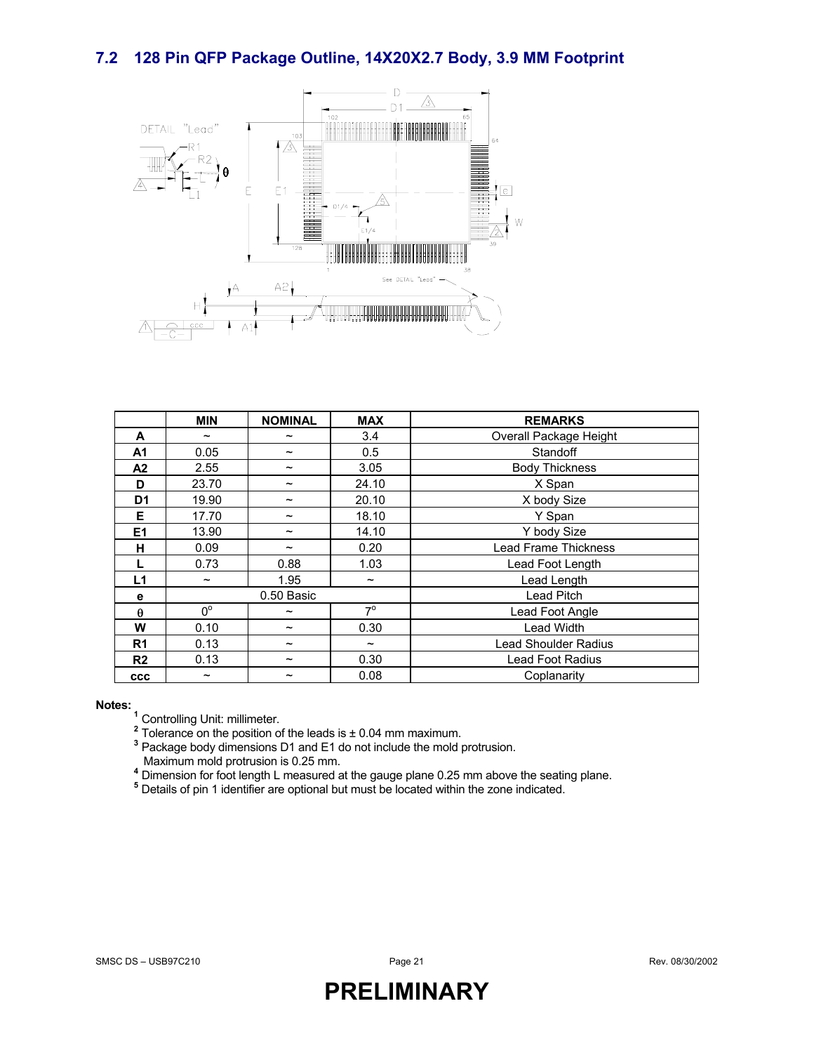## 7.2 128 Pin QFP Package Outline, 14X20X2.7 Body, 3.9 MM Footprint

| | MIN | NOMINAL | MAX | REMARKS |
|---|---|---|---|---|
| **A** | ~ | ~ | 3.4 | Overall Package Height |
| **A1** | 0.05 | ~ | 0.5 | Standoff |
| **A2** | 2.55 | ~ | 3.05 | Body Thickness |
| **D** | 23.70 | ~ | 24.10 | X Span |
| **D1** | 19.90 | ~ | 20.10 | X body Size |
| **E** | 17.70 | ~ | 18.10 | Y Span |
| **E1** | 13.90 | ~ | 14.10 | Y body Size |
| **H** | 0.09 | ~ | 0.20 | Lead Frame Thickness |
| **L** | 0.73 | 0.88 | 1.03 | Lead Foot Length |
| **L1** | ~ | 1.95 | ~ | Lead Length |
| **e** | 0.50 Basic | | | Lead Pitch |
| **θ** | 0° | ~ | 7° | Lead Foot Angle |
| **W** | 0.10 | ~ | 0.30 | Lead Width |
| **R1** | 0.13 | ~ | ~ | Lead Shoulder Radius |
| **R2** | 0.13 | ~ | 0.30 | Lead Foot Radius |
| **ccc** | ~ | ~ | 0.08 | Coplanarity |

**Notes:**

1. Controlling Unit: millimeter.
2. Tolerance on the position of the leads is ± 0.04 mm maximum.
3. Package body dimensions D1 and E1 do not include the mold protrusion. Maximum mold protrusion is 0.25 mm.
4. Dimension for foot length L measured at the gauge plane 0.25 mm above the seating plane.
5. Details of pin 1 identifier are optional but must be located within the zone indicated.

**PRELIMINARY**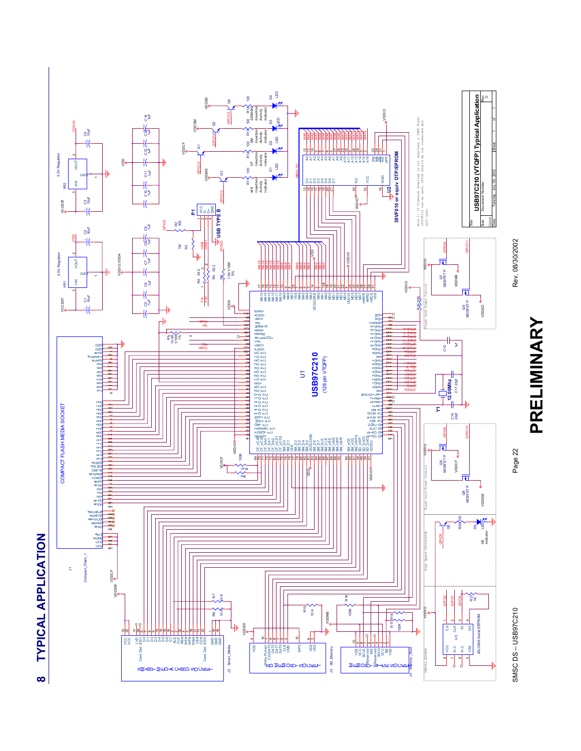# 8 TYPICAL APPLICATION

PRELIMINARY

Note 1: If firmware download is not required, a 64KB Flash (39VF512) can be used. GPIO6 should be not connected and left open.

| Title | USB97C210 (VTQFP) Typical Application | |
|---|---|---|
| Size: Custom | Document Number | Rev: D |
| Date: Tuesday, July 09, 2002 | Sheet 1 of 1 | |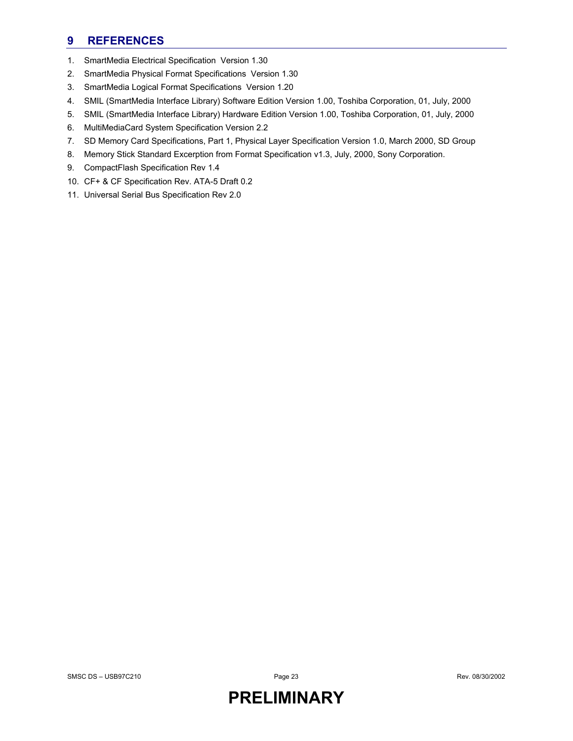# 9 REFERENCES

1. SmartMedia Electrical Specification Version 1.30
2. SmartMedia Physical Format Specifications Version 1.30
3. SmartMedia Logical Format Specifications Version 1.20
4. SMIL (SmartMedia Interface Library) Software Edition Version 1.00, Toshiba Corporation, 01, July, 2000
5. SMIL (SmartMedia Interface Library) Hardware Edition Version 1.00, Toshiba Corporation, 01, July, 2000
6. MultiMediaCard System Specification Version 2.2
7. SD Memory Card Specifications, Part 1, Physical Layer Specification Version 1.0, March 2000, SD Group
8. Memory Stick Standard Excerption from Format Specification v1.3, July, 2000, Sony Corporation.
9. CompactFlash Specification Rev 1.4
10. CF+ & CF Specification Rev. ATA-5 Draft 0.2
11. Universal Serial Bus Specification Rev 2.0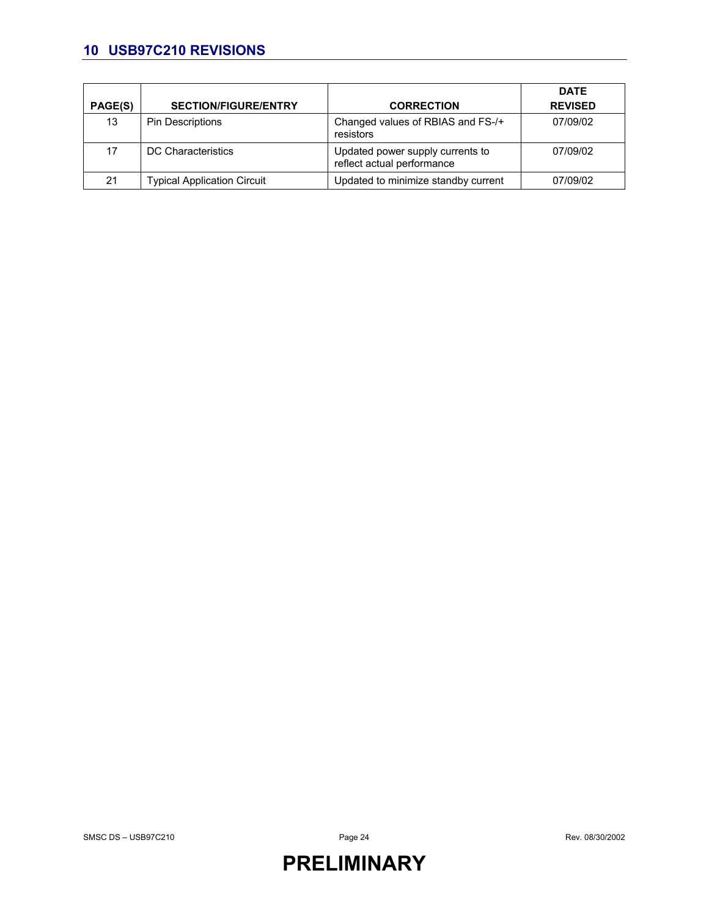## 10 USB97C210 REVISIONS

| PAGE(S) | SECTION/FIGURE/ENTRY | CORRECTION | DATE REVISED |
|---|---|---|---|
| 13 | Pin Descriptions | Changed values of RBIAS and FS-/+ resistors | 07/09/02 |
| 17 | DC Characteristics | Updated power supply currents to reflect actual performance | 07/09/02 |
| 21 | Typical Application Circuit | Updated to minimize standby current | 07/09/02 |